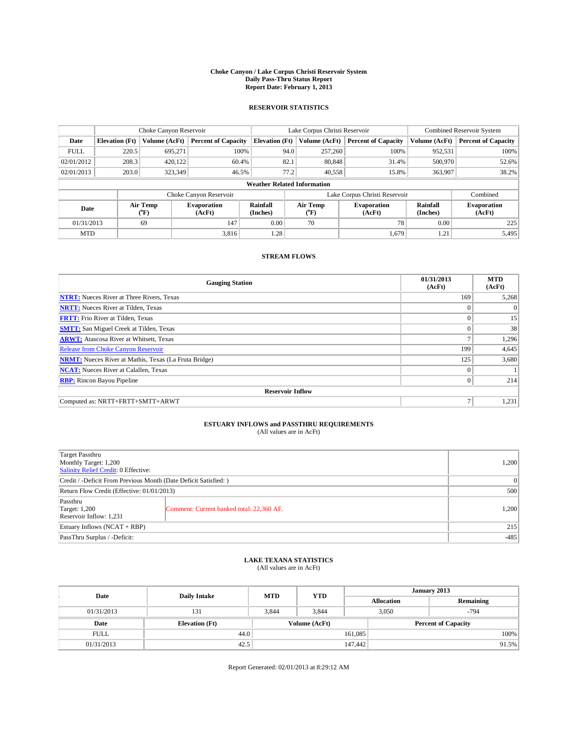# Choke Canyon / Lake Corpus Christi Reservoir System
## Daily Pass-Thru Status Report
## Report Date: February 1, 2013

### RESERVOIR STATISTICS

| | Choke Canyon Reservoir | | | Lake Corpus Christi Reservoir | | | Combined Reservoir System | |
|---|---|---|---|---|---|---|---|---|
| Date | Elevation (Ft) | Volume (AcFt) | Percent of Capacity | Elevation (Ft) | Volume (AcFt) | Percent of Capacity | Volume (AcFt) | Percent of Capacity |
| FULL | 220.5 | 695,271 | 100% | 94.0 | 257,260 | 100% | 952,531 | 100% |
| 02/01/2012 | 208.3 | 420,122 | 60.4% | 82.1 | 80,848 | 31.4% | 500,970 | 52.6% |
| 02/01/2013 | 203.0 | 323,349 | 46.5% | 77.2 | 40,558 | 15.8% | 363,907 | 38.2% |

**Weather Related Information**

| | Choke Canyon Reservoir | | | Lake Corpus Christi Reservoir | | | Combined |
|---|---|---|---|---|---|---|---|
| Date | Air Temp (°F) | Evaporation (AcFt) | Rainfall (Inches) | Air Temp (°F) | Evaporation (AcFt) | Rainfall (Inches) | Evaporation (AcFt) |
| 01/31/2013 | 69 | 147 | 0.00 | 70 | 78 | 0.00 | 225 |
| MTD | | 3,816 | 1.28 | | 1,679 | 1.21 | 5,495 |

### STREAM FLOWS

| Gauging Station | 01/31/2013 (AcFt) | MTD (AcFt) |
|---|---|---|
| NTRT: Nueces River at Three Rivers, Texas | 169 | 5,268 |
| NRTT: Nueces River at Tilden, Texas | 0 | 0 |
| FRTT: Frio River at Tilden, Texas | 0 | 15 |
| SMTT: San Miguel Creek at Tilden, Texas | 0 | 38 |
| ARWT: Atascosa River at Whitsett, Texas | 7 | 1,296 |
| Release from Choke Canyon Reservoir | 199 | 4,645 |
| NRMT: Nueces River at Mathis, Texas (La Fruta Bridge) | 125 | 3,680 |
| NCAT: Nueces River at Calallen, Texas | 0 | 1 |
| RBP: Rincon Bayou Pipeline | 0 | 214 |
| **Reservoir Inflow** | | |
| Computed as: NRTT+FRTT+SMTT+ARWT | 7 | 1,231 |

### ESTUARY INFLOWS and PASSTHRU REQUIREMENTS
(All values are in AcFt)

| | | |
|---|---|---|
| Target Passthru<br>Monthly Target: 1,200<br>Salinity Relief Credit: 0 Effective: | | 1,200 |
| Credit / -Deficit From Previous Month (Date Deficit Satisfied: ) | | 0 |
| Return Flow Credit (Effective: 01/01/2013) | | 500 |
| Passthru<br>Target: 1,200<br>Reservoir Inflow: 1,231 | Comment: Current banked total: 22,360 AF. | 1,200 |
| Estuary Inflows (NCAT + RBP) | | 215 |
| PassThru Surplus / -Deficit: | | -485 |

### LAKE TEXANA STATISTICS
(All values are in AcFt)

| Date | Daily Intake | MTD | YTD | January 2013 Allocation | January 2013 Remaining |
|---|---|---|---|---|---|
| 01/31/2013 | 131 | 3,844 | 3,844 | 3,050 | -794 |

| Date | Elevation (Ft) | Volume (AcFt) | Percent of Capacity |
|---|---|---|---|
| FULL | 44.0 | 161,085 | 100% |
| 01/31/2013 | 42.5 | 147,442 | 91.5% |

Report Generated: 02/01/2013 at 8:29:12 AM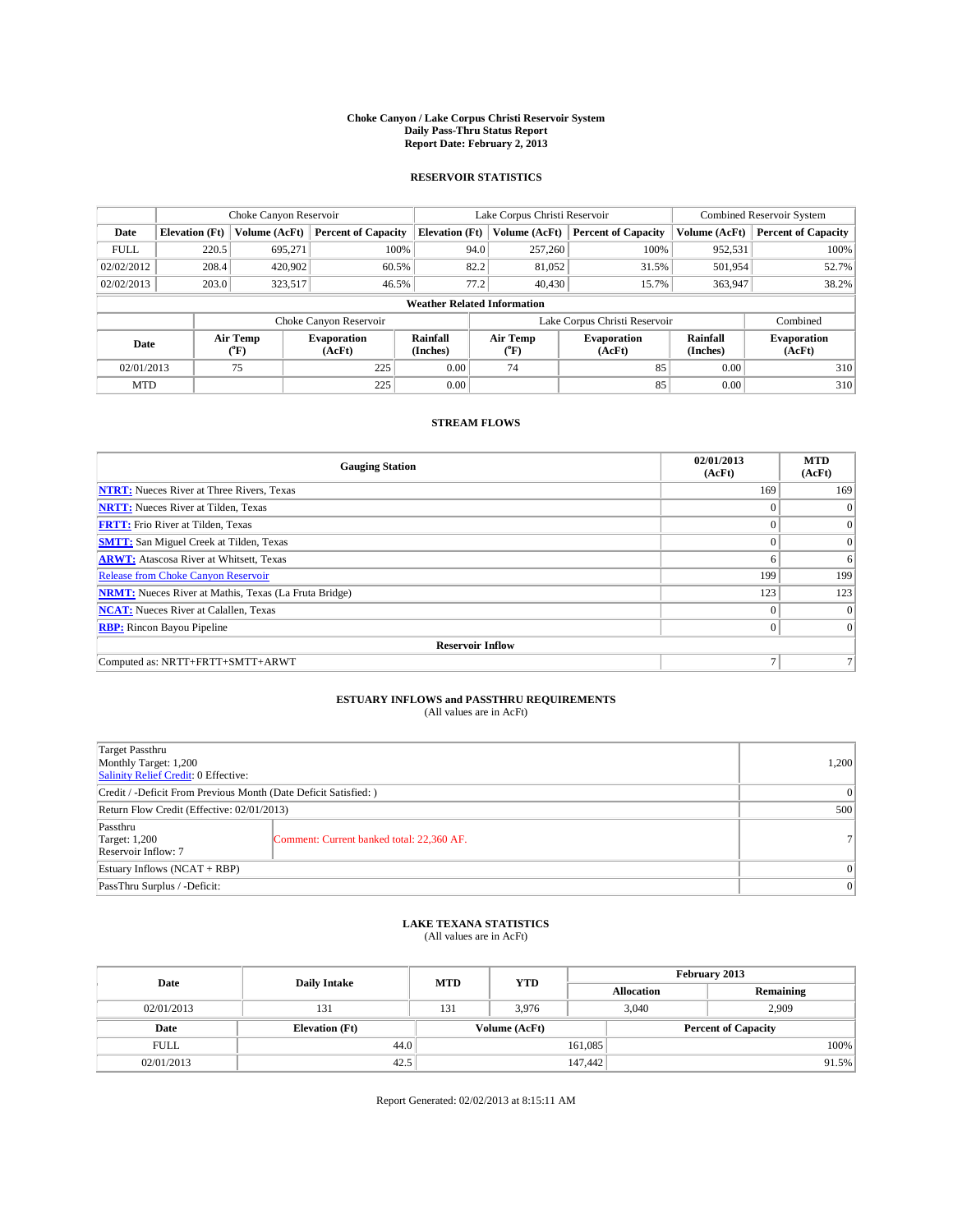**Choke Canyon / Lake Corpus Christi Reservoir System**
**Daily Pass-Thru Status Report**
**Report Date: February 2, 2013**

## RESERVOIR STATISTICS

| | Choke Canyon Reservoir | | | Lake Corpus Christi Reservoir | | | Combined Reservoir System | |
|---|---|---|---|---|---|---|---|---|
| Date | Elevation (Ft) | Volume (AcFt) | Percent of Capacity | Elevation (Ft) | Volume (AcFt) | Percent of Capacity | Volume (AcFt) | Percent of Capacity |
| FULL | 220.5 | 695,271 | 100% | 94.0 | 257,260 | 100% | 952,531 | 100% |
| 02/02/2012 | 208.4 | 420,902 | 60.5% | 82.2 | 81,052 | 31.5% | 501,954 | 52.7% |
| 02/02/2013 | 203.0 | 323,517 | 46.5% | 77.2 | 40,430 | 15.7% | 363,947 | 38.2% |

**Weather Related Information**

| | Choke Canyon Reservoir | | | Lake Corpus Christi Reservoir | | | Combined |
|---|---|---|---|---|---|---|---|
| Date | Air Temp (°F) | Evaporation (AcFt) | Rainfall (Inches) | Air Temp (°F) | Evaporation (AcFt) | Rainfall (Inches) | Evaporation (AcFt) |
| 02/01/2013 | 75 | 225 | 0.00 | 74 | 85 | 0.00 | 310 |
| MTD | | 225 | 0.00 | | 85 | 0.00 | 310 |

## STREAM FLOWS

| Gauging Station | 02/01/2013 (AcFt) | MTD (AcFt) |
|---|---|---|
| NTRT: Nueces River at Three Rivers, Texas | 169 | 169 |
| NRTT: Nueces River at Tilden, Texas | 0 | 0 |
| FRTT: Frio River at Tilden, Texas | 0 | 0 |
| SMTT: San Miguel Creek at Tilden, Texas | 0 | 0 |
| ARWT: Atascosa River at Whitsett, Texas | 6 | 6 |
| Release from Choke Canyon Reservoir | 199 | 199 |
| NRMT: Nueces River at Mathis, Texas (La Fruta Bridge) | 123 | 123 |
| NCAT: Nueces River at Calallen, Texas | 0 | 0 |
| RBP: Rincon Bayou Pipeline | 0 | 0 |
| **Reservoir Inflow** | | |
| Computed as: NRTT+FRTT+SMTT+ARWT | 7 | 7 |

## ESTUARY INFLOWS and PASSTHRU REQUIREMENTS

(All values are in AcFt)

| | | |
|---|---|---|
| Target Passthru<br>Monthly Target: 1,200<br>Salinity Relief Credit: 0 Effective: | | 1,200 |
| Credit / -Deficit From Previous Month (Date Deficit Satisfied: ) | | 0 |
| Return Flow Credit (Effective: 02/01/2013) | | 500 |
| Passthru<br>Target: 1,200<br>Reservoir Inflow: 7 | Comment: Current banked total: 22,360 AF. | 7 |
| Estuary Inflows (NCAT + RBP) | | 0 |
| PassThru Surplus / -Deficit: | | 0 |

## LAKE TEXANA STATISTICS

(All values are in AcFt)

| Date | Daily Intake | MTD | YTD | February 2013 Allocation | February 2013 Remaining |
|---|---|---|---|---|---|
| 02/01/2013 | 131 | 131 | 3,976 | 3,040 | 2,909 |

| Date | Elevation (Ft) | Volume (AcFt) | Percent of Capacity |
|---|---|---|---|
| FULL | 44.0 | 161,085 | 100% |
| 02/01/2013 | 42.5 | 147,442 | 91.5% |

Report Generated: 02/02/2013 at 8:15:11 AM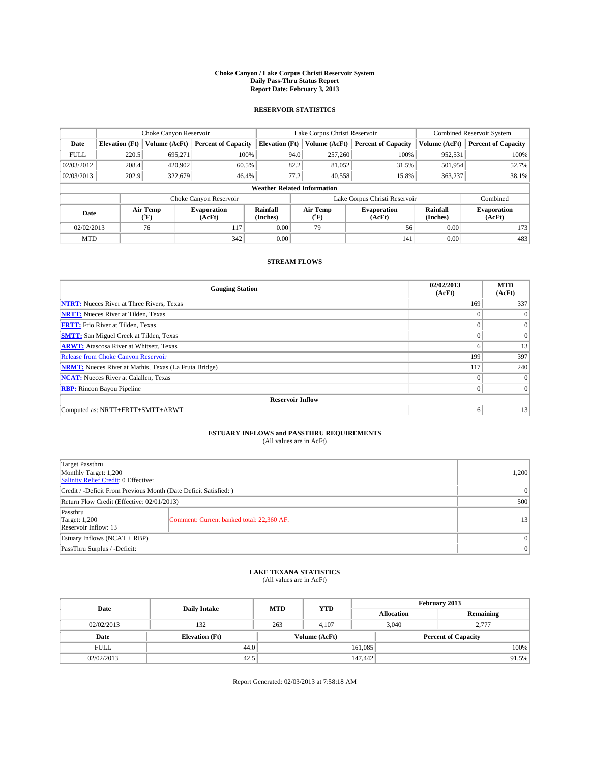**Choke Canyon / Lake Corpus Christi Reservoir System**
**Daily Pass-Thru Status Report**
**Report Date: February 3, 2013**

## RESERVOIR STATISTICS

| | Choke Canyon Reservoir | | | Lake Corpus Christi Reservoir | | | Combined Reservoir System | |
|---|---|---|---|---|---|---|---|---|
| Date | Elevation (Ft) | Volume (AcFt) | Percent of Capacity | Elevation (Ft) | Volume (AcFt) | Percent of Capacity | Volume (AcFt) | Percent of Capacity |
| FULL | 220.5 | 695,271 | 100% | 94.0 | 257,260 | 100% | 952,531 | 100% |
| 02/03/2012 | 208.4 | 420,902 | 60.5% | 82.2 | 81,052 | 31.5% | 501,954 | 52.7% |
| 02/03/2013 | 202.9 | 322,679 | 46.4% | 77.2 | 40,558 | 15.8% | 363,237 | 38.1% |

**Weather Related Information**

| | Choke Canyon Reservoir | | | Lake Corpus Christi Reservoir | | | Combined |
|---|---|---|---|---|---|---|---|
| Date | Air Temp (°F) | Evaporation (AcFt) | Rainfall (Inches) | Air Temp (°F) | Evaporation (AcFt) | Rainfall (Inches) | Evaporation (AcFt) |
| 02/02/2013 | 76 | 117 | 0.00 | 79 | 56 | 0.00 | 173 |
| MTD | | 342 | 0.00 | | 141 | 0.00 | 483 |

## STREAM FLOWS

| Gauging Station | 02/02/2013 (AcFt) | MTD (AcFt) |
|---|---|---|
| NTRT: Nueces River at Three Rivers, Texas | 169 | 337 |
| NRTT: Nueces River at Tilden, Texas | 0 | 0 |
| FRTT: Frio River at Tilden, Texas | 0 | 0 |
| SMTT: San Miguel Creek at Tilden, Texas | 0 | 0 |
| ARWT: Atascosa River at Whitsett, Texas | 6 | 13 |
| Release from Choke Canyon Reservoir | 199 | 397 |
| NRMT: Nueces River at Mathis, Texas (La Fruta Bridge) | 117 | 240 |
| NCAT: Nueces River at Calallen, Texas | 0 | 0 |
| RBP: Rincon Bayou Pipeline | 0 | 0 |
| **Reservoir Inflow** | | |
| Computed as: NRTT+FRTT+SMTT+ARWT | 6 | 13 |

## ESTUARY INFLOWS and PASSTHRU REQUIREMENTS
(All values are in AcFt)

| | | |
|---|---|---|
| Target Passthru<br>Monthly Target: 1,200<br>Salinity Relief Credit: 0 Effective: | | 1,200 |
| Credit / -Deficit From Previous Month (Date Deficit Satisfied: ) | | 0 |
| Return Flow Credit (Effective: 02/01/2013) | | 500 |
| Passthru<br>Target: 1,200<br>Reservoir Inflow: 13 | Comment: Current banked total: 22,360 AF. | 13 |
| Estuary Inflows (NCAT + RBP) | | 0 |
| PassThru Surplus / -Deficit: | | 0 |

## LAKE TEXANA STATISTICS
(All values are in AcFt)

| Date | Daily Intake | MTD | YTD | February 2013 | |
|---|---|---|---|---|---|
| | | | | Allocation | Remaining |
| 02/02/2013 | 132 | 263 | 4,107 | 3,040 | 2,777 |

| Date | Elevation (Ft) | Volume (AcFt) | Percent of Capacity |
|---|---|---|---|
| FULL | 44.0 | 161,085 | 100% |
| 02/02/2013 | 42.5 | 147,442 | 91.5% |

Report Generated: 02/03/2013 at 7:58:18 AM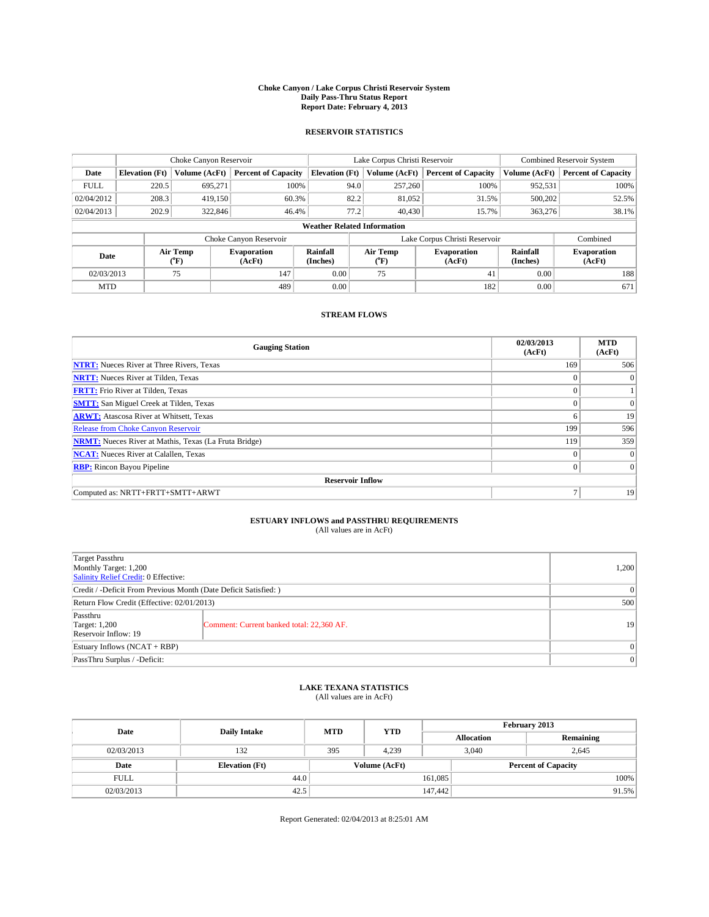# Choke Canyon / Lake Corpus Christi Reservoir System
## Daily Pass-Thru Status Report
## Report Date: February 4, 2013

### RESERVOIR STATISTICS

| | Choke Canyon Reservoir | | | Lake Corpus Christi Reservoir | | | Combined Reservoir System | |
|---|---|---|---|---|---|---|---|---|
| Date | Elevation (Ft) | Volume (AcFt) | Percent of Capacity | Elevation (Ft) | Volume (AcFt) | Percent of Capacity | Volume (AcFt) | Percent of Capacity |
| FULL | 220.5 | 695,271 | 100% | 94.0 | 257,260 | 100% | 952,531 | 100% |
| 02/04/2012 | 208.3 | 419,150 | 60.3% | 82.2 | 81,052 | 31.5% | 500,202 | 52.5% |
| 02/04/2013 | 202.9 | 322,846 | 46.4% | 77.2 | 40,430 | 15.7% | 363,276 | 38.1% |

**Weather Related Information**

| | Choke Canyon Reservoir | | | Lake Corpus Christi Reservoir | | | Combined |
|---|---|---|---|---|---|---|---|
| Date | Air Temp (°F) | Evaporation (AcFt) | Rainfall (Inches) | Air Temp (°F) | Evaporation (AcFt) | Rainfall (Inches) | Evaporation (AcFt) |
| 02/03/2013 | 75 | 147 | 0.00 | 75 | 41 | 0.00 | 188 |
| MTD | | 489 | 0.00 | | 182 | 0.00 | 671 |

### STREAM FLOWS

| Gauging Station | 02/03/2013 (AcFt) | MTD (AcFt) |
|---|---|---|
| NTRT: Nueces River at Three Rivers, Texas | 169 | 506 |
| NRTT: Nueces River at Tilden, Texas | 0 | 0 |
| FRTT: Frio River at Tilden, Texas | 0 | 1 |
| SMTT: San Miguel Creek at Tilden, Texas | 0 | 0 |
| ARWT: Atascosa River at Whitsett, Texas | 6 | 19 |
| Release from Choke Canyon Reservoir | 199 | 596 |
| NRMT: Nueces River at Mathis, Texas (La Fruta Bridge) | 119 | 359 |
| NCAT: Nueces River at Calallen, Texas | 0 | 0 |
| RBP: Rincon Bayou Pipeline | 0 | 0 |
| **Reservoir Inflow** | | |
| Computed as: NRTT+FRTT+SMTT+ARWT | 7 | 19 |

### ESTUARY INFLOWS and PASSTHRU REQUIREMENTS
(All values are in AcFt)

| | | |
|---|---|---|
| Target Passthru<br>Monthly Target: 1,200<br>Salinity Relief Credit: 0 Effective: | | 1,200 |
| Credit / -Deficit From Previous Month (Date Deficit Satisfied: ) | | 0 |
| Return Flow Credit (Effective: 02/01/2013) | | 500 |
| Passthru<br>Target: 1,200<br>Reservoir Inflow: 19 | Comment: Current banked total: 22,360 AF. | 19 |
| Estuary Inflows (NCAT + RBP) | | 0 |
| PassThru Surplus / -Deficit: | | 0 |

### LAKE TEXANA STATISTICS
(All values are in AcFt)

| Date | Daily Intake | MTD | YTD | February 2013 Allocation | February 2013 Remaining |
|---|---|---|---|---|---|
| 02/03/2013 | 132 | 395 | 4,239 | 3,040 | 2,645 |

| Date | Elevation (Ft) | Volume (AcFt) | Percent of Capacity |
|---|---|---|---|
| FULL | 44.0 | 161,085 | 100% |
| 02/03/2013 | 42.5 | 147,442 | 91.5% |

Report Generated: 02/04/2013 at 8:25:01 AM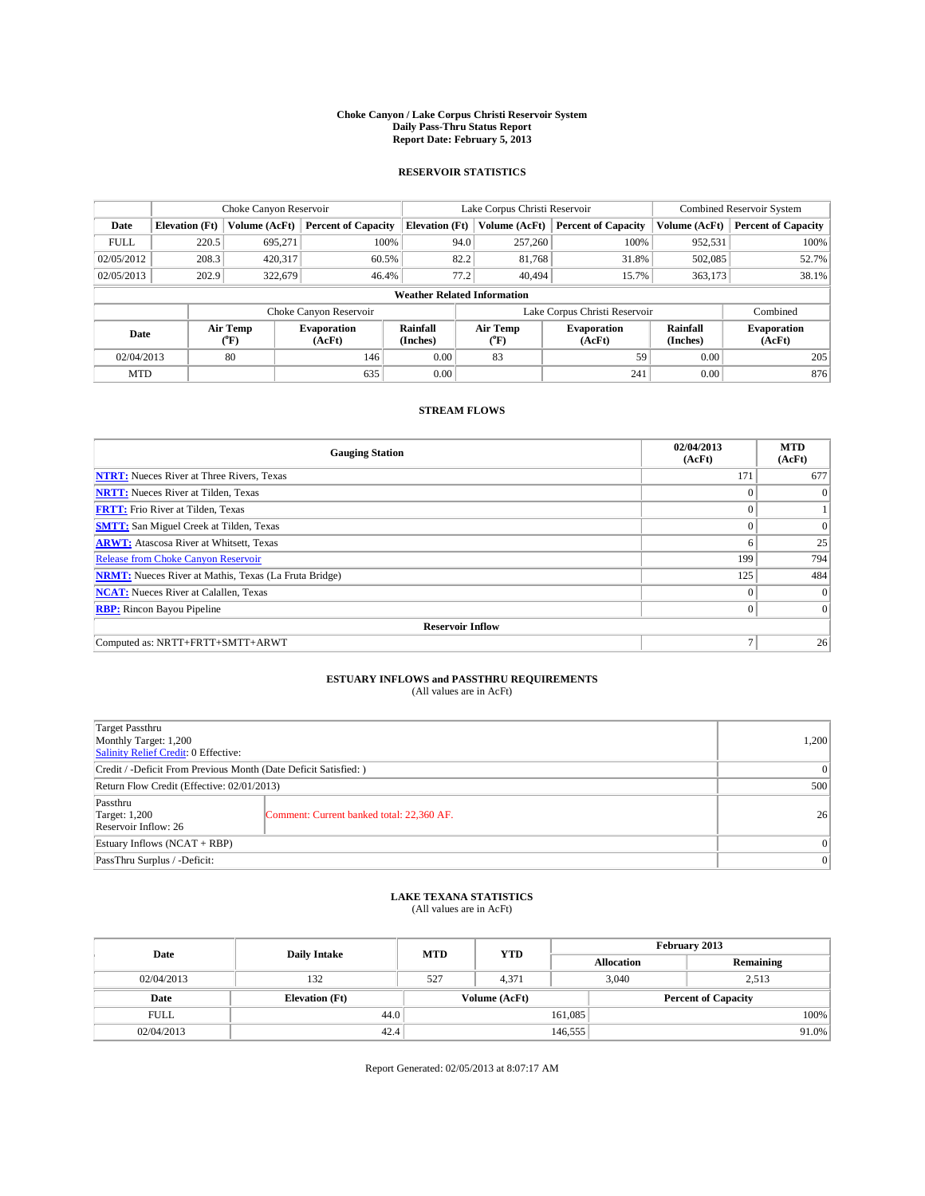**Choke Canyon / Lake Corpus Christi Reservoir System**
**Daily Pass-Thru Status Report**
**Report Date: February 5, 2013**

## RESERVOIR STATISTICS

| | Choke Canyon Reservoir | | | Lake Corpus Christi Reservoir | | | Combined Reservoir System | |
|---|---|---|---|---|---|---|---|---|
| Date | Elevation (Ft) | Volume (AcFt) | Percent of Capacity | Elevation (Ft) | Volume (AcFt) | Percent of Capacity | Volume (AcFt) | Percent of Capacity |
| FULL | 220.5 | 695,271 | 100% | 94.0 | 257,260 | 100% | 952,531 | 100% |
| 02/05/2012 | 208.3 | 420,317 | 60.5% | 82.2 | 81,768 | 31.8% | 502,085 | 52.7% |
| 02/05/2013 | 202.9 | 322,679 | 46.4% | 77.2 | 40,494 | 15.7% | 363,173 | 38.1% |

**Weather Related Information**

| | Choke Canyon Reservoir | | | Lake Corpus Christi Reservoir | | | Combined |
|---|---|---|---|---|---|---|---|
| Date | Air Temp (°F) | Evaporation (AcFt) | Rainfall (Inches) | Air Temp (°F) | Evaporation (AcFt) | Rainfall (Inches) | Evaporation (AcFt) |
| 02/04/2013 | 80 | 146 | 0.00 | 83 | 59 | 0.00 | 205 |
| MTD | | 635 | 0.00 | | 241 | 0.00 | 876 |

## STREAM FLOWS

| Gauging Station | 02/04/2013 (AcFt) | MTD (AcFt) |
|---|---|---|
| **NTRT:** Nueces River at Three Rivers, Texas | 171 | 677 |
| **NRTT:** Nueces River at Tilden, Texas | 0 | 0 |
| **FRTT:** Frio River at Tilden, Texas | 0 | 1 |
| **SMTT:** San Miguel Creek at Tilden, Texas | 0 | 0 |
| **ARWT:** Atascosa River at Whitsett, Texas | 6 | 25 |
| Release from Choke Canyon Reservoir | 199 | 794 |
| **NRMT:** Nueces River at Mathis, Texas (La Fruta Bridge) | 125 | 484 |
| **NCAT:** Nueces River at Calallen, Texas | 0 | 0 |
| **RBP:** Rincon Bayou Pipeline | 0 | 0 |
| **Reservoir Inflow** | | |
| Computed as: NRTT+FRTT+SMTT+ARWT | 7 | 26 |

## ESTUARY INFLOWS and PASSTHRU REQUIREMENTS

(All values are in AcFt)

| | | |
|---|---|---|
| Target Passthru<br>Monthly Target: 1,200<br>Salinity Relief Credit: 0 Effective: | | 1,200 |
| Credit / -Deficit From Previous Month (Date Deficit Satisfied: ) | | 0 |
| Return Flow Credit (Effective: 02/01/2013) | | 500 |
| Passthru<br>Target: 1,200<br>Reservoir Inflow: 26 | Comment: Current banked total: 22,360 AF. | 26 |
| Estuary Inflows (NCAT + RBP) | | 0 |
| PassThru Surplus / -Deficit: | | 0 |

## LAKE TEXANA STATISTICS

(All values are in AcFt)

| Date | Daily Intake | MTD | YTD | February 2013 Allocation | February 2013 Remaining |
|---|---|---|---|---|---|
| 02/04/2013 | 132 | 527 | 4,371 | 3,040 | 2,513 |

| Date | Elevation (Ft) | Volume (AcFt) | Percent of Capacity |
|---|---|---|---|
| FULL | 44.0 | 161,085 | 100% |
| 02/04/2013 | 42.4 | 146,555 | 91.0% |

Report Generated: 02/05/2013 at 8:07:17 AM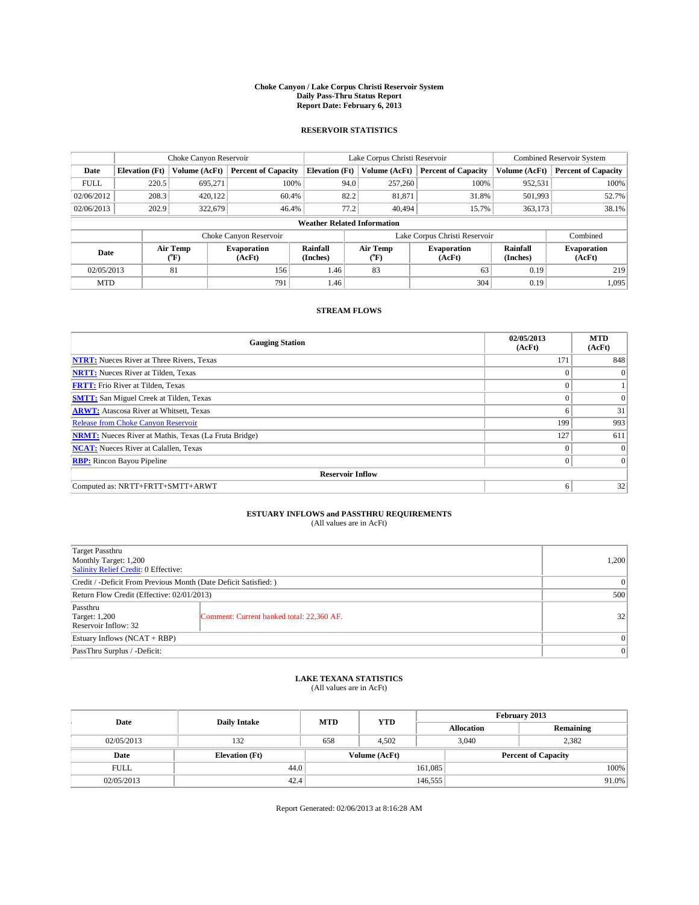**Choke Canyon / Lake Corpus Christi Reservoir System**
**Daily Pass-Thru Status Report**
**Report Date: February 6, 2013**

### RESERVOIR STATISTICS

| | Choke Canyon Reservoir | | | Lake Corpus Christi Reservoir | | | Combined Reservoir System | |
|---|---|---|---|---|---|---|---|---|
| Date | Elevation (Ft) | Volume (AcFt) | Percent of Capacity | Elevation (Ft) | Volume (AcFt) | Percent of Capacity | Volume (AcFt) | Percent of Capacity |
| FULL | 220.5 | 695,271 | 100% | 94.0 | 257,260 | 100% | 952,531 | 100% |
| 02/06/2012 | 208.3 | 420,122 | 60.4% | 82.2 | 81,871 | 31.8% | 501,993 | 52.7% |
| 02/06/2013 | 202.9 | 322,679 | 46.4% | 77.2 | 40,494 | 15.7% | 363,173 | 38.1% |

**Weather Related Information**

| | Choke Canyon Reservoir | | | Lake Corpus Christi Reservoir | | | Combined |
|---|---|---|---|---|---|---|---|
| Date | Air Temp (°F) | Evaporation (AcFt) | Rainfall (Inches) | Air Temp (°F) | Evaporation (AcFt) | Rainfall (Inches) | Evaporation (AcFt) |
| 02/05/2013 | 81 | 156 | 1.46 | 83 | 63 | 0.19 | 219 |
| MTD | | 791 | 1.46 | | 304 | 0.19 | 1,095 |

### STREAM FLOWS

| Gauging Station | 02/05/2013 (AcFt) | MTD (AcFt) |
|---|---|---|
| NTRT: Nueces River at Three Rivers, Texas | 171 | 848 |
| NRTT: Nueces River at Tilden, Texas | 0 | 0 |
| FRTT: Frio River at Tilden, Texas | 0 | 1 |
| SMTT: San Miguel Creek at Tilden, Texas | 0 | 0 |
| ARWT: Atascosa River at Whitsett, Texas | 6 | 31 |
| Release from Choke Canyon Reservoir | 199 | 993 |
| NRMT: Nueces River at Mathis, Texas (La Fruta Bridge) | 127 | 611 |
| NCAT: Nueces River at Calallen, Texas | 0 | 0 |
| RBP: Rincon Bayou Pipeline | 0 | 0 |
| **Reservoir Inflow** | | |
| Computed as: NRTT+FRTT+SMTT+ARWT | 6 | 32 |

### ESTUARY INFLOWS and PASSTHRU REQUIREMENTS
(All values are in AcFt)

| | | |
|---|---|---|
| Target Passthru<br>Monthly Target: 1,200<br>Salinity Relief Credit: 0 Effective: | | 1,200 |
| Credit / -Deficit From Previous Month (Date Deficit Satisfied: ) | | 0 |
| Return Flow Credit (Effective: 02/01/2013) | | 500 |
| Passthru<br>Target: 1,200<br>Reservoir Inflow: 32 | Comment: Current banked total: 22,360 AF. | 32 |
| Estuary Inflows (NCAT + RBP) | | 0 |
| PassThru Surplus / -Deficit: | | 0 |

### LAKE TEXANA STATISTICS
(All values are in AcFt)

| Date | Daily Intake | MTD | YTD | February 2013 Allocation | February 2013 Remaining |
|---|---|---|---|---|---|
| 02/05/2013 | 132 | 658 | 4,502 | 3,040 | 2,382 |

| Date | Elevation (Ft) | Volume (AcFt) | Percent of Capacity |
|---|---|---|---|
| FULL | 44.0 | 161,085 | 100% |
| 02/05/2013 | 42.4 | 146,555 | 91.0% |

Report Generated: 02/06/2013 at 8:16:28 AM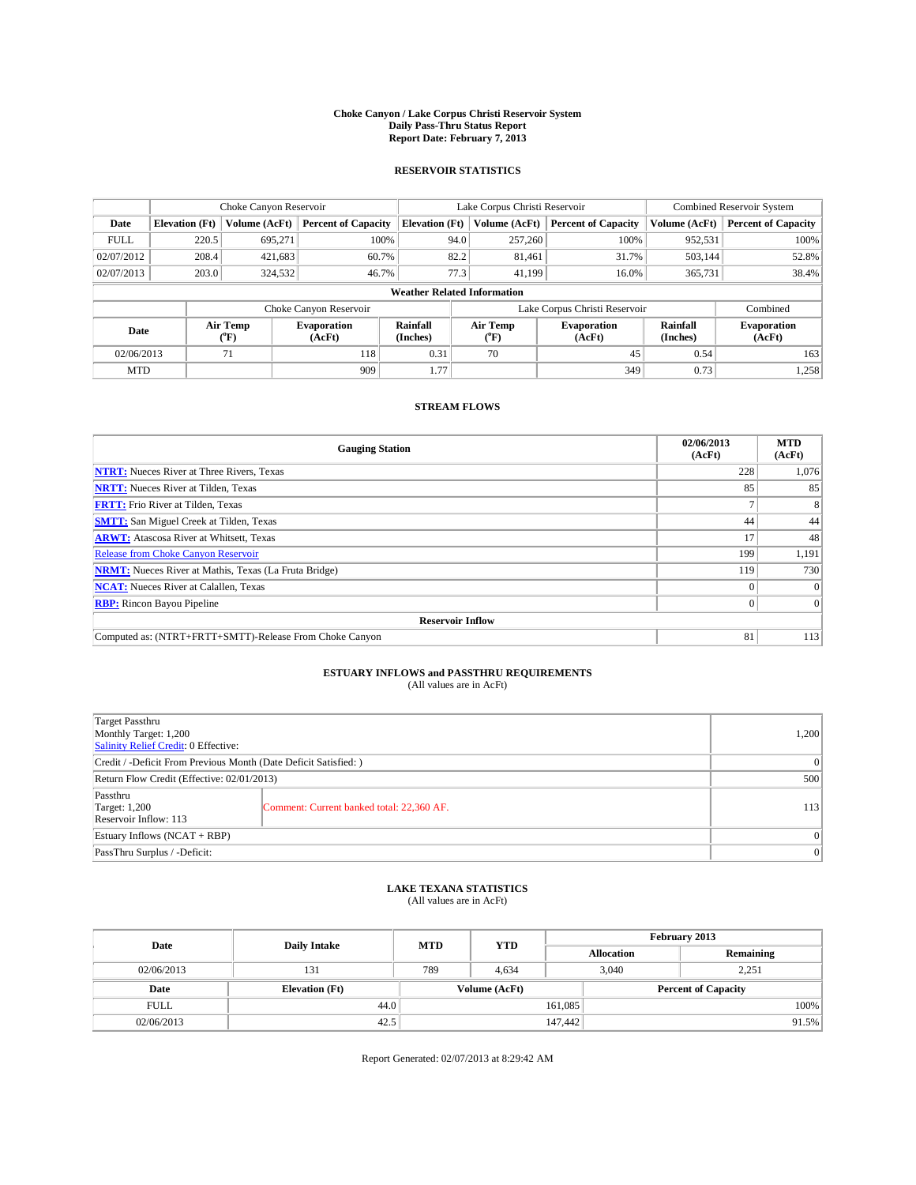# Choke Canyon / Lake Corpus Christi Reservoir System
## Daily Pass-Thru Status Report
### Report Date: February 7, 2013

## RESERVOIR STATISTICS

| | Choke Canyon Reservoir | | | Lake Corpus Christi Reservoir | | | Combined Reservoir System | |
|---|---|---|---|---|---|---|---|---|
| Date | Elevation (Ft) | Volume (AcFt) | Percent of Capacity | Elevation (Ft) | Volume (AcFt) | Percent of Capacity | Volume (AcFt) | Percent of Capacity |
| FULL | 220.5 | 695,271 | 100% | 94.0 | 257,260 | 100% | 952,531 | 100% |
| 02/07/2012 | 208.4 | 421,683 | 60.7% | 82.2 | 81,461 | 31.7% | 503,144 | 52.8% |
| 02/07/2013 | 203.0 | 324,532 | 46.7% | 77.3 | 41,199 | 16.0% | 365,731 | 38.4% |

**Weather Related Information**

| | Choke Canyon Reservoir | | | Lake Corpus Christi Reservoir | | | Combined |
|---|---|---|---|---|---|---|---|
| Date | Air Temp (°F) | Evaporation (AcFt) | Rainfall (Inches) | Air Temp (°F) | Evaporation (AcFt) | Rainfall (Inches) | Evaporation (AcFt) |
| 02/06/2013 | 71 | 118 | 0.31 | 70 | 45 | 0.54 | 163 |
| MTD | | 909 | 1.77 | | 349 | 0.73 | 1,258 |

## STREAM FLOWS

| Gauging Station | 02/06/2013 (AcFt) | MTD (AcFt) |
|---|---|---|
| NTRT: Nueces River at Three Rivers, Texas | 228 | 1,076 |
| NRTT: Nueces River at Tilden, Texas | 85 | 85 |
| FRTT: Frio River at Tilden, Texas | 7 | 8 |
| SMTT: San Miguel Creek at Tilden, Texas | 44 | 44 |
| ARWT: Atascosa River at Whitsett, Texas | 17 | 48 |
| Release from Choke Canyon Reservoir | 199 | 1,191 |
| NRMT: Nueces River at Mathis, Texas (La Fruta Bridge) | 119 | 730 |
| NCAT: Nueces River at Calallen, Texas | 0 | 0 |
| RBP: Rincon Bayou Pipeline | 0 | 0 |
| **Reservoir Inflow** | | |
| Computed as: (NTRT+FRTT+SMTT)-Release From Choke Canyon | 81 | 113 |

## ESTUARY INFLOWS and PASSTHRU REQUIREMENTS
(All values are in AcFt)

| | | |
|---|---|---|
| Target Passthru<br>Monthly Target: 1,200<br>Salinity Relief Credit: 0 Effective: | | 1,200 |
| Credit / -Deficit From Previous Month (Date Deficit Satisfied: ) | | 0 |
| Return Flow Credit (Effective: 02/01/2013) | | 500 |
| Passthru<br>Target: 1,200<br>Reservoir Inflow: 113 | Comment: Current banked total: 22,360 AF. | 113 |
| Estuary Inflows (NCAT + RBP) | | 0 |
| PassThru Surplus / -Deficit: | | 0 |

## LAKE TEXANA STATISTICS
(All values are in AcFt)

| Date | Daily Intake | MTD | YTD | February 2013 Allocation | February 2013 Remaining |
|---|---|---|---|---|---|
| 02/06/2013 | 131 | 789 | 4,634 | 3,040 | 2,251 |

| Date | Elevation (Ft) | Volume (AcFt) | Percent of Capacity |
|---|---|---|---|
| FULL | 44.0 | 161,085 | 100% |
| 02/06/2013 | 42.5 | 147,442 | 91.5% |

Report Generated: 02/07/2013 at 8:29:42 AM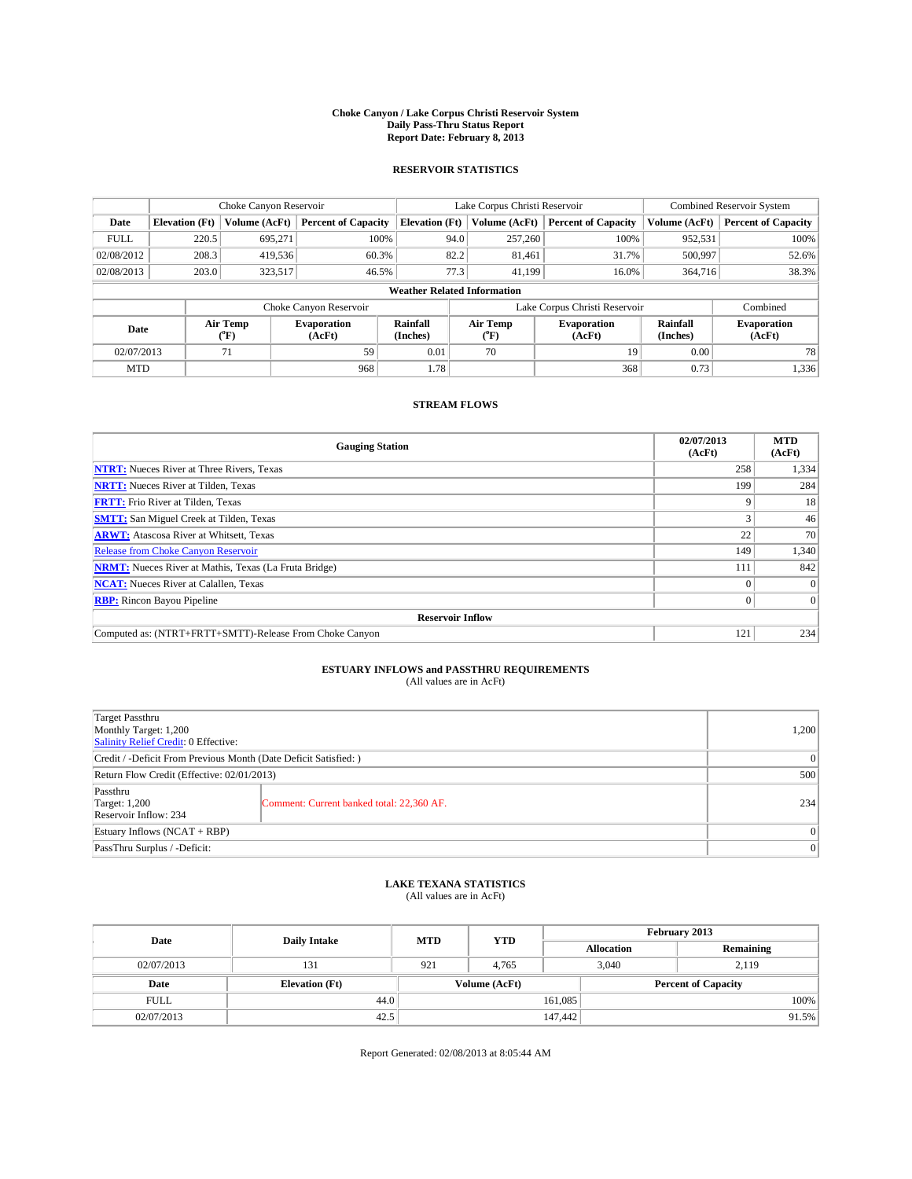# Choke Canyon / Lake Corpus Christi Reservoir System
## Daily Pass-Thru Status Report
## Report Date: February 8, 2013

### RESERVOIR STATISTICS

| | Choke Canyon Reservoir | | | Lake Corpus Christi Reservoir | | | Combined Reservoir System | |
|---|---|---|---|---|---|---|---|---|
| Date | Elevation (Ft) | Volume (AcFt) | Percent of Capacity | Elevation (Ft) | Volume (AcFt) | Percent of Capacity | Volume (AcFt) | Percent of Capacity |
| FULL | 220.5 | 695,271 | 100% | 94.0 | 257,260 | 100% | 952,531 | 100% |
| 02/08/2012 | 208.3 | 419,536 | 60.3% | 82.2 | 81,461 | 31.7% | 500,997 | 52.6% |
| 02/08/2013 | 203.0 | 323,517 | 46.5% | 77.3 | 41,199 | 16.0% | 364,716 | 38.3% |

**Weather Related Information**

| | Choke Canyon Reservoir | | | Lake Corpus Christi Reservoir | | | Combined |
|---|---|---|---|---|---|---|---|
| Date | Air Temp (°F) | Evaporation (AcFt) | Rainfall (Inches) | Air Temp (°F) | Evaporation (AcFt) | Rainfall (Inches) | Evaporation (AcFt) |
| 02/07/2013 | 71 | 59 | 0.01 | 70 | 19 | 0.00 | 78 |
| MTD | | 968 | 1.78 | | 368 | 0.73 | 1,336 |

### STREAM FLOWS

| Gauging Station | 02/07/2013 (AcFt) | MTD (AcFt) |
|---|---|---|
| NTRT: Nueces River at Three Rivers, Texas | 258 | 1,334 |
| NRTT: Nueces River at Tilden, Texas | 199 | 284 |
| FRTT: Frio River at Tilden, Texas | 9 | 18 |
| SMTT: San Miguel Creek at Tilden, Texas | 3 | 46 |
| ARWT: Atascosa River at Whitsett, Texas | 22 | 70 |
| Release from Choke Canyon Reservoir | 149 | 1,340 |
| NRMT: Nueces River at Mathis, Texas (La Fruta Bridge) | 111 | 842 |
| NCAT: Nueces River at Calallen, Texas | 0 | 0 |
| RBP: Rincon Bayou Pipeline | 0 | 0 |
| **Reservoir Inflow** | | |
| Computed as: (NTRT+FRTT+SMTT)-Release From Choke Canyon | 121 | 234 |

### ESTUARY INFLOWS and PASSTHRU REQUIREMENTS
(All values are in AcFt)

| | | |
|---|---|---|
| Target Passthru<br>Monthly Target: 1,200<br>Salinity Relief Credit: 0 Effective: | | 1,200 |
| Credit / -Deficit From Previous Month (Date Deficit Satisfied: ) | | 0 |
| Return Flow Credit (Effective: 02/01/2013) | | 500 |
| Passthru<br>Target: 1,200<br>Reservoir Inflow: 234 | Comment: Current banked total: 22,360 AF. | 234 |
| Estuary Inflows (NCAT + RBP) | | 0 |
| PassThru Surplus / -Deficit: | | 0 |

### LAKE TEXANA STATISTICS
(All values are in AcFt)

| Date | Daily Intake | MTD | YTD | February 2013 Allocation | February 2013 Remaining |
|---|---|---|---|---|---|
| 02/07/2013 | 131 | 921 | 4,765 | 3,040 | 2,119 |

| Date | Elevation (Ft) | Volume (AcFt) | Percent of Capacity |
|---|---|---|---|
| FULL | 44.0 | 161,085 | 100% |
| 02/07/2013 | 42.5 | 147,442 | 91.5% |

Report Generated: 02/08/2013 at 8:05:44 AM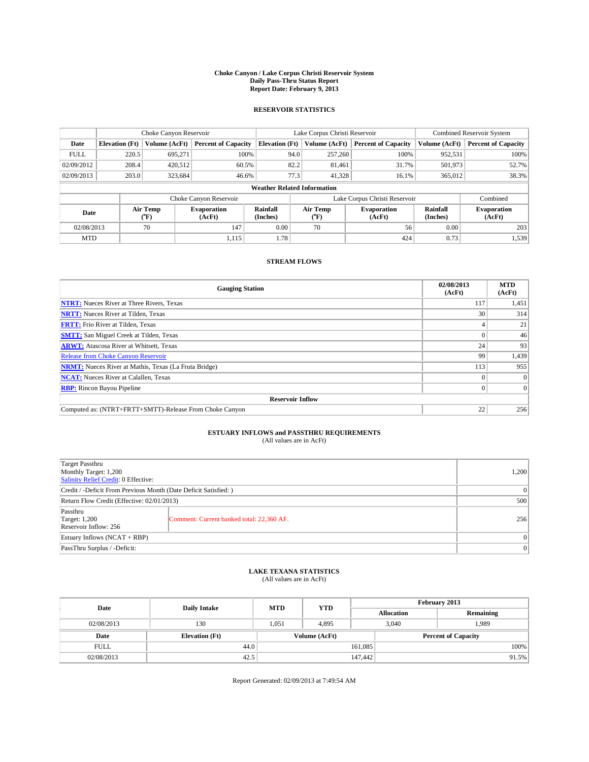# Choke Canyon / Lake Corpus Christi Reservoir System
## Daily Pass-Thru Status Report
## Report Date: February 9, 2013

### RESERVOIR STATISTICS

| | Choke Canyon Reservoir | | | Lake Corpus Christi Reservoir | | | Combined Reservoir System | |
|---|---|---|---|---|---|---|---|---|
| Date | Elevation (Ft) | Volume (AcFt) | Percent of Capacity | Elevation (Ft) | Volume (AcFt) | Percent of Capacity | Volume (AcFt) | Percent of Capacity |
| FULL | 220.5 | 695,271 | 100% | 94.0 | 257,260 | 100% | 952,531 | 100% |
| 02/09/2012 | 208.4 | 420,512 | 60.5% | 82.2 | 81,461 | 31.7% | 501,973 | 52.7% |
| 02/09/2013 | 203.0 | 323,684 | 46.6% | 77.3 | 41,328 | 16.1% | 365,012 | 38.3% |

**Weather Related Information**

| | Choke Canyon Reservoir | | | Lake Corpus Christi Reservoir | | | Combined |
|---|---|---|---|---|---|---|---|
| Date | Air Temp (°F) | Evaporation (AcFt) | Rainfall (Inches) | Air Temp (°F) | Evaporation (AcFt) | Rainfall (Inches) | Evaporation (AcFt) |
| 02/08/2013 | 70 | 147 | 0.00 | 70 | 56 | 0.00 | 203 |
| MTD | | 1,115 | 1.78 | | 424 | 0.73 | 1,539 |

### STREAM FLOWS

| Gauging Station | 02/08/2013 (AcFt) | MTD (AcFt) |
|---|---|---|
| NTRT: Nueces River at Three Rivers, Texas | 117 | 1,451 |
| NRTT: Nueces River at Tilden, Texas | 30 | 314 |
| FRTT: Frio River at Tilden, Texas | 4 | 21 |
| SMTT: San Miguel Creek at Tilden, Texas | 0 | 46 |
| ARWT: Atascosa River at Whitsett, Texas | 24 | 93 |
| Release from Choke Canyon Reservoir | 99 | 1,439 |
| NRMT: Nueces River at Mathis, Texas (La Fruta Bridge) | 113 | 955 |
| NCAT: Nueces River at Calallen, Texas | 0 | 0 |
| RBP: Rincon Bayou Pipeline | 0 | 0 |
| **Reservoir Inflow** | | |
| Computed as: (NTRT+FRTT+SMTT)-Release From Choke Canyon | 22 | 256 |

### ESTUARY INFLOWS and PASSTHRU REQUIREMENTS
(All values are in AcFt)

| | | |
|---|---|---|
| Target Passthru<br>Monthly Target: 1,200<br>Salinity Relief Credit: 0 Effective: | | 1,200 |
| Credit / -Deficit From Previous Month (Date Deficit Satisfied: ) | | 0 |
| Return Flow Credit (Effective: 02/01/2013) | | 500 |
| Passthru<br>Target: 1,200<br>Reservoir Inflow: 256 | Comment: Current banked total: 22,360 AF. | 256 |
| Estuary Inflows (NCAT + RBP) | | 0 |
| PassThru Surplus / -Deficit: | | 0 |

### LAKE TEXANA STATISTICS
(All values are in AcFt)

| Date | Daily Intake | MTD | YTD | February 2013 Allocation | February 2013 Remaining |
|---|---|---|---|---|---|
| 02/08/2013 | 130 | 1,051 | 4,895 | 3,040 | 1,989 |

| Date | Elevation (Ft) | Volume (AcFt) | Percent of Capacity |
|---|---|---|---|
| FULL | 44.0 | 161,085 | 100% |
| 02/08/2013 | 42.5 | 147,442 | 91.5% |

Report Generated: 02/09/2013 at 7:49:54 AM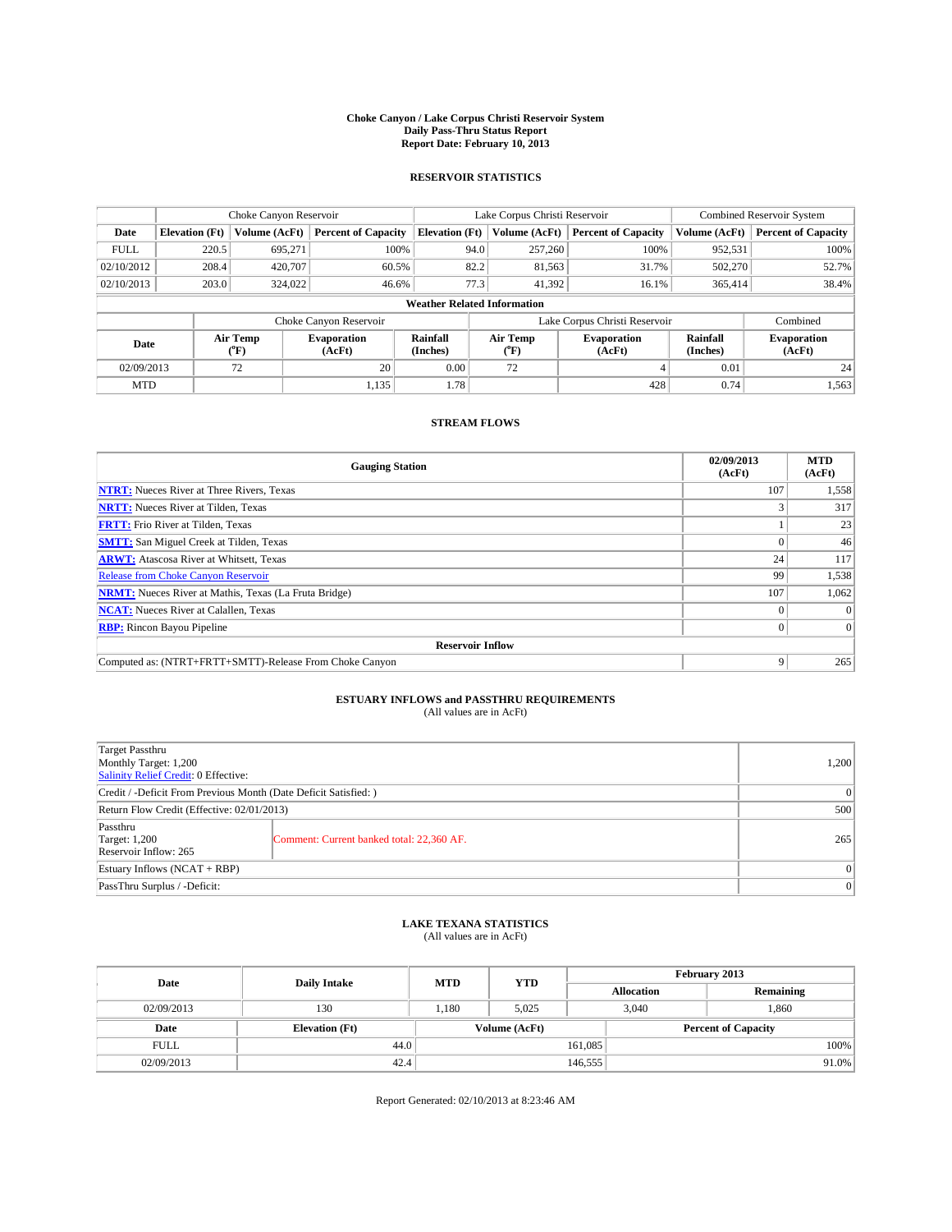# Choke Canyon / Lake Corpus Christi Reservoir System
## Daily Pass-Thru Status Report
## Report Date: February 10, 2013

### RESERVOIR STATISTICS

| | Choke Canyon Reservoir | | | Lake Corpus Christi Reservoir | | | Combined Reservoir System | |
|---|---|---|---|---|---|---|---|---|
| Date | Elevation (Ft) | Volume (AcFt) | Percent of Capacity | Elevation (Ft) | Volume (AcFt) | Percent of Capacity | Volume (AcFt) | Percent of Capacity |
| FULL | 220.5 | 695,271 | 100% | 94.0 | 257,260 | 100% | 952,531 | 100% |
| 02/10/2012 | 208.4 | 420,707 | 60.5% | 82.2 | 81,563 | 31.7% | 502,270 | 52.7% |
| 02/10/2013 | 203.0 | 324,022 | 46.6% | 77.3 | 41,392 | 16.1% | 365,414 | 38.4% |

**Weather Related Information**

| | Choke Canyon Reservoir | | | Lake Corpus Christi Reservoir | | | Combined |
|---|---|---|---|---|---|---|---|
| Date | Air Temp (°F) | Evaporation (AcFt) | Rainfall (Inches) | Air Temp (°F) | Evaporation (AcFt) | Rainfall (Inches) | Evaporation (AcFt) |
| 02/09/2013 | 72 | 20 | 0.00 | 72 | 4 | 0.01 | 24 |
| MTD | | 1,135 | 1.78 | | 428 | 0.74 | 1,563 |

### STREAM FLOWS

| Gauging Station | 02/09/2013 (AcFt) | MTD (AcFt) |
|---|---|---|
| **NTRT:** Nueces River at Three Rivers, Texas | 107 | 1,558 |
| **NRTT:** Nueces River at Tilden, Texas | 3 | 317 |
| **FRTT:** Frio River at Tilden, Texas | 1 | 23 |
| **SMTT:** San Miguel Creek at Tilden, Texas | 0 | 46 |
| **ARWT:** Atascosa River at Whitsett, Texas | 24 | 117 |
| Release from Choke Canyon Reservoir | 99 | 1,538 |
| **NRMT:** Nueces River at Mathis, Texas (La Fruta Bridge) | 107 | 1,062 |
| **NCAT:** Nueces River at Calallen, Texas | 0 | 0 |
| **RBP:** Rincon Bayou Pipeline | 0 | 0 |
| **Reservoir Inflow** | | |
| Computed as: (NTRT+FRTT+SMTT)-Release From Choke Canyon | 9 | 265 |

### ESTUARY INFLOWS and PASSTHRU REQUIREMENTS
(All values are in AcFt)

| | | |
|---|---|---|
| Target Passthru<br>Monthly Target: 1,200<br>Salinity Relief Credit: 0 Effective: | | 1,200 |
| Credit / -Deficit From Previous Month (Date Deficit Satisfied: ) | | 0 |
| Return Flow Credit (Effective: 02/01/2013) | | 500 |
| Passthru<br>Target: 1,200<br>Reservoir Inflow: 265 | Comment: Current banked total: 22,360 AF. | 265 |
| Estuary Inflows (NCAT + RBP) | | 0 |
| PassThru Surplus / -Deficit: | | 0 |

### LAKE TEXANA STATISTICS
(All values are in AcFt)

| Date | Daily Intake | MTD | YTD | February 2013 Allocation | February 2013 Remaining |
|---|---|---|---|---|---|
| 02/09/2013 | 130 | 1,180 | 5,025 | 3,040 | 1,860 |

| Date | Elevation (Ft) | Volume (AcFt) | Percent of Capacity |
|---|---|---|---|
| FULL | 44.0 | 161,085 | 100% |
| 02/09/2013 | 42.4 | 146,555 | 91.0% |

Report Generated: 02/10/2013 at 8:23:46 AM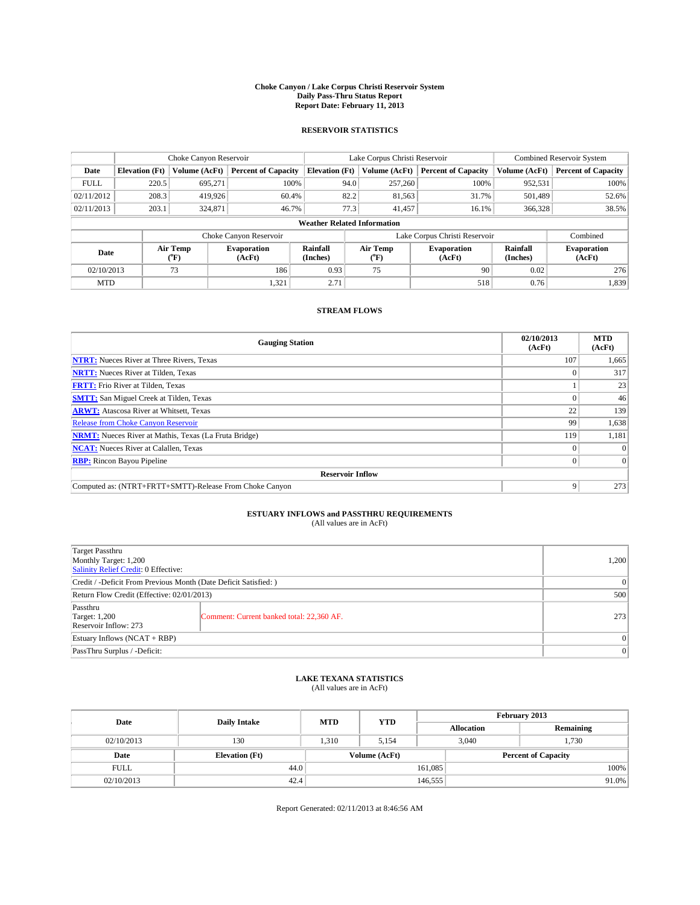# Choke Canyon / Lake Corpus Christi Reservoir System
## Daily Pass-Thru Status Report
## Report Date: February 11, 2013

### RESERVOIR STATISTICS

| | Choke Canyon Reservoir | | | Lake Corpus Christi Reservoir | | | Combined Reservoir System | |
|---|---|---|---|---|---|---|---|---|
| Date | Elevation (Ft) | Volume (AcFt) | Percent of Capacity | Elevation (Ft) | Volume (AcFt) | Percent of Capacity | Volume (AcFt) | Percent of Capacity |
| FULL | 220.5 | 695,271 | 100% | 94.0 | 257,260 | 100% | 952,531 | 100% |
| 02/11/2012 | 208.3 | 419,926 | 60.4% | 82.2 | 81,563 | 31.7% | 501,489 | 52.6% |
| 02/11/2013 | 203.1 | 324,871 | 46.7% | 77.3 | 41,457 | 16.1% | 366,328 | 38.5% |

**Weather Related Information**

| | Choke Canyon Reservoir | | | Lake Corpus Christi Reservoir | | | Combined |
|---|---|---|---|---|---|---|---|
| Date | Air Temp (°F) | Evaporation (AcFt) | Rainfall (Inches) | Air Temp (°F) | Evaporation (AcFt) | Rainfall (Inches) | Evaporation (AcFt) |
| 02/10/2013 | 73 | 186 | 0.93 | 75 | 90 | 0.02 | 276 |
| MTD | | 1,321 | 2.71 | | 518 | 0.76 | 1,839 |

### STREAM FLOWS

| Gauging Station | 02/10/2013 (AcFt) | MTD (AcFt) |
|---|---|---|
| **NTRT:** Nueces River at Three Rivers, Texas | 107 | 1,665 |
| **NRTT:** Nueces River at Tilden, Texas | 0 | 317 |
| **FRTT:** Frio River at Tilden, Texas | 1 | 23 |
| **SMTT:** San Miguel Creek at Tilden, Texas | 0 | 46 |
| **ARWT:** Atascosa River at Whitsett, Texas | 22 | 139 |
| Release from Choke Canyon Reservoir | 99 | 1,638 |
| **NRMT:** Nueces River at Mathis, Texas (La Fruta Bridge) | 119 | 1,181 |
| **NCAT:** Nueces River at Calallen, Texas | 0 | 0 |
| **RBP:** Rincon Bayou Pipeline | 0 | 0 |
| **Reservoir Inflow** | | |
| Computed as: (NTRT+FRTT+SMTT)-Release From Choke Canyon | 9 | 273 |

### ESTUARY INFLOWS and PASSTHRU REQUIREMENTS
(All values are in AcFt)

| | | |
|---|---|---|
| Target Passthru<br>Monthly Target: 1,200<br>Salinity Relief Credit: 0 Effective: | | 1,200 |
| Credit / -Deficit From Previous Month (Date Deficit Satisfied: ) | | 0 |
| Return Flow Credit (Effective: 02/01/2013) | | 500 |
| Passthru<br>Target: 1,200<br>Reservoir Inflow: 273 | Comment: Current banked total: 22,360 AF. | 273 |
| Estuary Inflows (NCAT + RBP) | | 0 |
| PassThru Surplus / -Deficit: | | 0 |

### LAKE TEXANA STATISTICS
(All values are in AcFt)

| Date | Daily Intake | MTD | YTD | February 2013 Allocation | February 2013 Remaining |
|---|---|---|---|---|---|
| 02/10/2013 | 130 | 1,310 | 5,154 | 3,040 | 1,730 |

| Date | Elevation (Ft) | Volume (AcFt) | Percent of Capacity |
|---|---|---|---|
| FULL | 44.0 | 161,085 | 100% |
| 02/10/2013 | 42.4 | 146,555 | 91.0% |

Report Generated: 02/11/2013 at 8:46:56 AM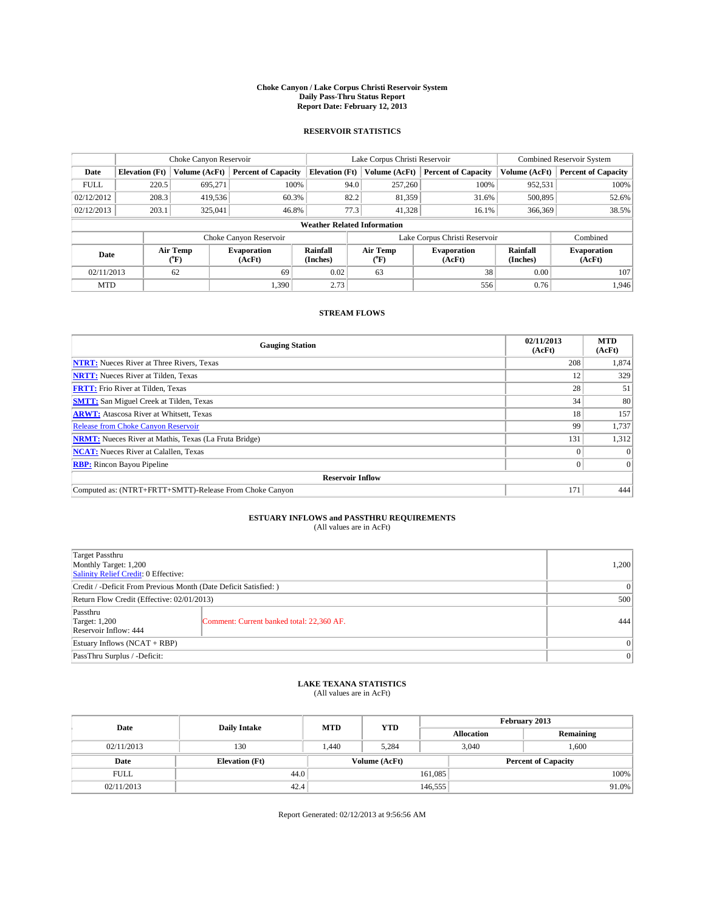# Choke Canyon / Lake Corpus Christi Reservoir System
## Daily Pass-Thru Status Report
### Report Date: February 12, 2013

## RESERVOIR STATISTICS

| | Choke Canyon Reservoir | | | Lake Corpus Christi Reservoir | | | Combined Reservoir System | |
|---|---|---|---|---|---|---|---|---|
| Date | Elevation (Ft) | Volume (AcFt) | Percent of Capacity | Elevation (Ft) | Volume (AcFt) | Percent of Capacity | Volume (AcFt) | Percent of Capacity |
| FULL | 220.5 | 695,271 | 100% | 94.0 | 257,260 | 100% | 952,531 | 100% |
| 02/12/2012 | 208.3 | 419,536 | 60.3% | 82.2 | 81,359 | 31.6% | 500,895 | 52.6% |
| 02/12/2013 | 203.1 | 325,041 | 46.8% | 77.3 | 41,328 | 16.1% | 366,369 | 38.5% |

**Weather Related Information**

| | Choke Canyon Reservoir | | | Lake Corpus Christi Reservoir | | | Combined |
|---|---|---|---|---|---|---|---|
| Date | Air Temp (ºF) | Evaporation (AcFt) | Rainfall (Inches) | Air Temp (ºF) | Evaporation (AcFt) | Rainfall (Inches) | Evaporation (AcFt) |
| 02/11/2013 | 62 | 69 | 0.02 | 63 | 38 | 0.00 | 107 |
| MTD | | 1,390 | 2.73 | | 556 | 0.76 | 1,946 |

## STREAM FLOWS

| Gauging Station | 02/11/2013 (AcFt) | MTD (AcFt) |
|---|---|---|
| NTRT: Nueces River at Three Rivers, Texas | 208 | 1,874 |
| NRTT: Nueces River at Tilden, Texas | 12 | 329 |
| FRTT: Frio River at Tilden, Texas | 28 | 51 |
| SMTT: San Miguel Creek at Tilden, Texas | 34 | 80 |
| ARWT: Atascosa River at Whitsett, Texas | 18 | 157 |
| Release from Choke Canyon Reservoir | 99 | 1,737 |
| NRMT: Nueces River at Mathis, Texas (La Fruta Bridge) | 131 | 1,312 |
| NCAT: Nueces River at Calallen, Texas | 0 | 0 |
| RBP: Rincon Bayou Pipeline | 0 | 0 |
| **Reservoir Inflow** | | |
| Computed as: (NTRT+FRTT+SMTT)-Release From Choke Canyon | 171 | 444 |

## ESTUARY INFLOWS and PASSTHRU REQUIREMENTS
(All values are in AcFt)

| | | |
|---|---|---|
| Target Passthru<br>Monthly Target: 1,200<br>Salinity Relief Credit: 0 Effective: | | 1,200 |
| Credit / -Deficit From Previous Month (Date Deficit Satisfied: ) | | 0 |
| Return Flow Credit (Effective: 02/01/2013) | | 500 |
| Passthru<br>Target: 1,200<br>Reservoir Inflow: 444 | Comment: Current banked total: 22,360 AF. | 444 |
| Estuary Inflows (NCAT + RBP) | | 0 |
| PassThru Surplus / -Deficit: | | 0 |

## LAKE TEXANA STATISTICS
(All values are in AcFt)

| Date | Daily Intake | MTD | YTD | February 2013 Allocation | February 2013 Remaining |
|---|---|---|---|---|---|
| 02/11/2013 | 130 | 1,440 | 5,284 | 3,040 | 1,600 |

| Date | Elevation (Ft) | Volume (AcFt) | Percent of Capacity |
|---|---|---|---|
| FULL | 44.0 | 161,085 | 100% |
| 02/11/2013 | 42.4 | 146,555 | 91.0% |

Report Generated: 02/12/2013 at 9:56:56 AM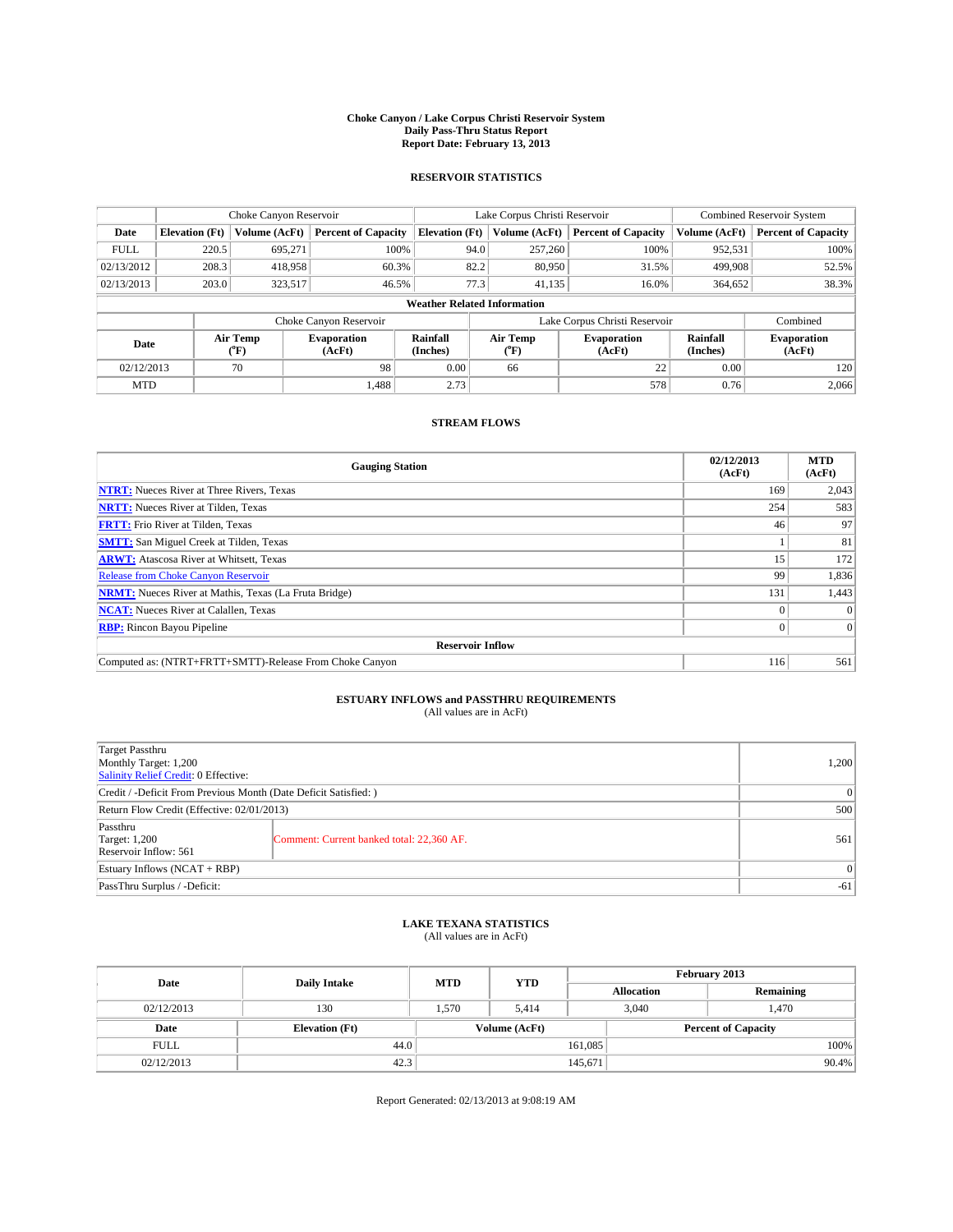**Choke Canyon / Lake Corpus Christi Reservoir System**
**Daily Pass-Thru Status Report**
**Report Date: February 13, 2013**

## RESERVOIR STATISTICS

| | Choke Canyon Reservoir | | | Lake Corpus Christi Reservoir | | | Combined Reservoir System | |
|---|---|---|---|---|---|---|---|---|
| **Date** | **Elevation (Ft)** | **Volume (AcFt)** | **Percent of Capacity** | **Elevation (Ft)** | **Volume (AcFt)** | **Percent of Capacity** | **Volume (AcFt)** | **Percent of Capacity** |
| FULL | 220.5 | 695,271 | 100% | 94.0 | 257,260 | 100% | 952,531 | 100% |
| 02/13/2012 | 208.3 | 418,958 | 60.3% | 82.2 | 80,950 | 31.5% | 499,908 | 52.5% |
| 02/13/2013 | 203.0 | 323,517 | 46.5% | 77.3 | 41,135 | 16.0% | 364,652 | 38.3% |

**Weather Related Information**

| | Choke Canyon Reservoir | | | Lake Corpus Christi Reservoir | | | Combined |
|---|---|---|---|---|---|---|---|
| **Date** | **Air Temp (°F)** | **Evaporation (AcFt)** | **Rainfall (Inches)** | **Air Temp (°F)** | **Evaporation (AcFt)** | **Rainfall (Inches)** | **Evaporation (AcFt)** |
| 02/12/2013 | 70 | 98 | 0.00 | 66 | 22 | 0.00 | 120 |
| MTD | | 1,488 | 2.73 | | 578 | 0.76 | 2,066 |

## STREAM FLOWS

| Gauging Station | 02/12/2013 (AcFt) | MTD (AcFt) |
|---|---|---|
| **NTRT:** Nueces River at Three Rivers, Texas | 169 | 2,043 |
| **NRTT:** Nueces River at Tilden, Texas | 254 | 583 |
| **FRTT:** Frio River at Tilden, Texas | 46 | 97 |
| **SMTT:** San Miguel Creek at Tilden, Texas | 1 | 81 |
| **ARWT:** Atascosa River at Whitsett, Texas | 15 | 172 |
| Release from Choke Canyon Reservoir | 99 | 1,836 |
| **NRMT:** Nueces River at Mathis, Texas (La Fruta Bridge) | 131 | 1,443 |
| **NCAT:** Nueces River at Calallen, Texas | 0 | 0 |
| **RBP:** Rincon Bayou Pipeline | 0 | 0 |
| **Reservoir Inflow** | | |
| Computed as: (NTRT+FRTT+SMTT)-Release From Choke Canyon | 116 | 561 |

## ESTUARY INFLOWS and PASSTHRU REQUIREMENTS
(All values are in AcFt)

| | | |
|---|---|---|
| Target Passthru<br>Monthly Target: 1,200<br>Salinity Relief Credit: 0 Effective: | | 1,200 |
| Credit / -Deficit From Previous Month (Date Deficit Satisfied: ) | | 0 |
| Return Flow Credit (Effective: 02/01/2013) | | 500 |
| Passthru<br>Target: 1,200<br>Reservoir Inflow: 561 | Comment: Current banked total: 22,360 AF. | 561 |
| Estuary Inflows (NCAT + RBP) | | 0 |
| PassThru Surplus / -Deficit: | | -61 |

## LAKE TEXANA STATISTICS
(All values are in AcFt)

| Date | Daily Intake | MTD | YTD | February 2013 Allocation | February 2013 Remaining |
|---|---|---|---|---|---|
| 02/12/2013 | 130 | 1,570 | 5,414 | 3,040 | 1,470 |

| Date | Elevation (Ft) | Volume (AcFt) | Percent of Capacity |
|---|---|---|---|
| FULL | 44.0 | 161,085 | 100% |
| 02/12/2013 | 42.3 | 145,671 | 90.4% |

Report Generated: 02/13/2013 at 9:08:19 AM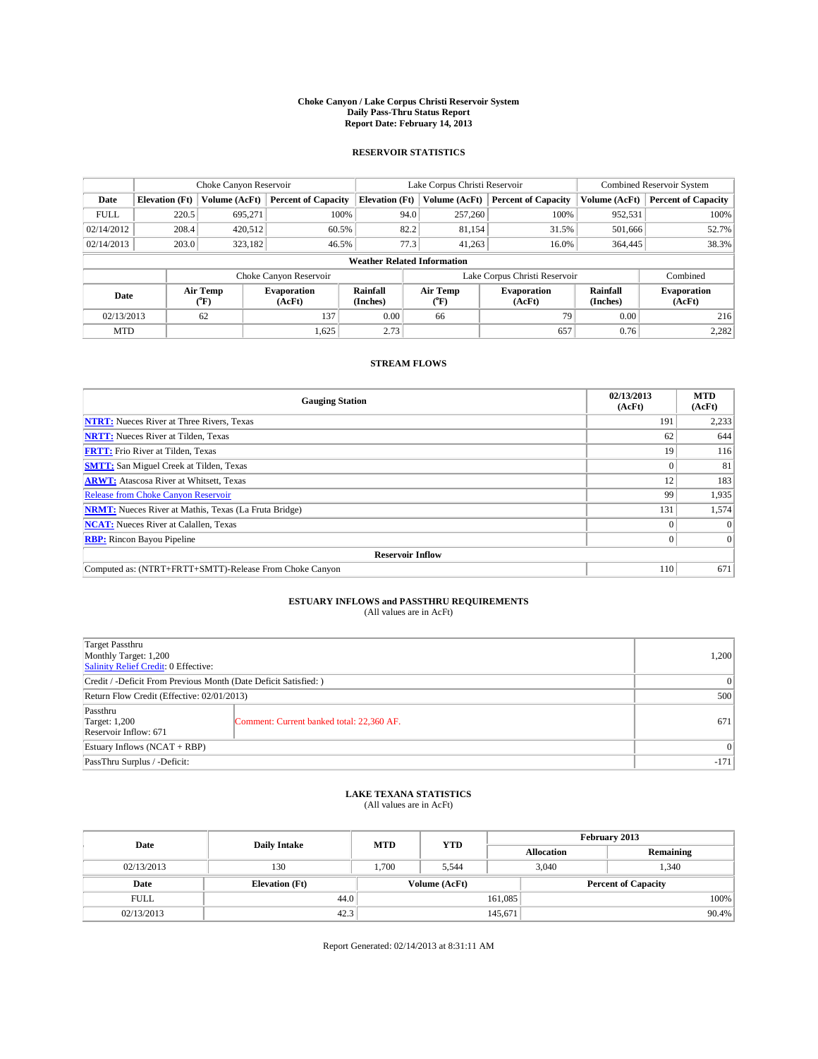# Choke Canyon / Lake Corpus Christi Reservoir System
## Daily Pass-Thru Status Report
### Report Date: February 14, 2013

## RESERVOIR STATISTICS

| | Choke Canyon Reservoir | | | Lake Corpus Christi Reservoir | | | Combined Reservoir System | |
|---|---|---|---|---|---|---|---|---|
| Date | Elevation (Ft) | Volume (AcFt) | Percent of Capacity | Elevation (Ft) | Volume (AcFt) | Percent of Capacity | Volume (AcFt) | Percent of Capacity |
| FULL | 220.5 | 695,271 | 100% | 94.0 | 257,260 | 100% | 952,531 | 100% |
| 02/14/2012 | 208.4 | 420,512 | 60.5% | 82.2 | 81,154 | 31.5% | 501,666 | 52.7% |
| 02/14/2013 | 203.0 | 323,182 | 46.5% | 77.3 | 41,263 | 16.0% | 364,445 | 38.3% |

**Weather Related Information**

| Date | Choke Canyon Reservoir Air Temp (°F) | Choke Canyon Reservoir Evaporation (AcFt) | Choke Canyon Reservoir Rainfall (Inches) | Lake Corpus Christi Reservoir Air Temp (°F) | Lake Corpus Christi Reservoir Evaporation (AcFt) | Lake Corpus Christi Reservoir Rainfall (Inches) | Combined Evaporation (AcFt) |
|---|---|---|---|---|---|---|---|
| 02/13/2013 | 62 | 137 | 0.00 | 66 | 79 | 0.00 | 216 |
| MTD | | 1,625 | 2.73 | | 657 | 0.76 | 2,282 |

## STREAM FLOWS

| Gauging Station | 02/13/2013 (AcFt) | MTD (AcFt) |
|---|---|---|
| NTRT: Nueces River at Three Rivers, Texas | 191 | 2,233 |
| NRTT: Nueces River at Tilden, Texas | 62 | 644 |
| FRTT: Frio River at Tilden, Texas | 19 | 116 |
| SMTT: San Miguel Creek at Tilden, Texas | 0 | 81 |
| ARWT: Atascosa River at Whitsett, Texas | 12 | 183 |
| Release from Choke Canyon Reservoir | 99 | 1,935 |
| NRMT: Nueces River at Mathis, Texas (La Fruta Bridge) | 131 | 1,574 |
| NCAT: Nueces River at Calallen, Texas | 0 | 0 |
| RBP: Rincon Bayou Pipeline | 0 | 0 |
| **Reservoir Inflow** | | |
| Computed as: (NTRT+FRTT+SMTT)-Release From Choke Canyon | 110 | 671 |

## ESTUARY INFLOWS and PASSTHRU REQUIREMENTS
(All values are in AcFt)

| | | |
|---|---|---|
| Target Passthru<br>Monthly Target: 1,200<br>Salinity Relief Credit: 0 Effective: | | 1,200 |
| Credit / -Deficit From Previous Month (Date Deficit Satisfied: ) | | 0 |
| Return Flow Credit (Effective: 02/01/2013) | | 500 |
| Passthru<br>Target: 1,200<br>Reservoir Inflow: 671 | Comment: Current banked total: 22,360 AF. | 671 |
| Estuary Inflows (NCAT + RBP) | | 0 |
| PassThru Surplus / -Deficit: | | -171 |

## LAKE TEXANA STATISTICS
(All values are in AcFt)

| Date | Daily Intake | MTD | YTD | February 2013 Allocation | February 2013 Remaining |
|---|---|---|---|---|---|
| 02/13/2013 | 130 | 1,700 | 5,544 | 3,040 | 1,340 |

| Date | Elevation (Ft) | Volume (AcFt) | Percent of Capacity |
|---|---|---|---|
| FULL | 44.0 | 161,085 | 100% |
| 02/13/2013 | 42.3 | 145,671 | 90.4% |

Report Generated: 02/14/2013 at 8:31:11 AM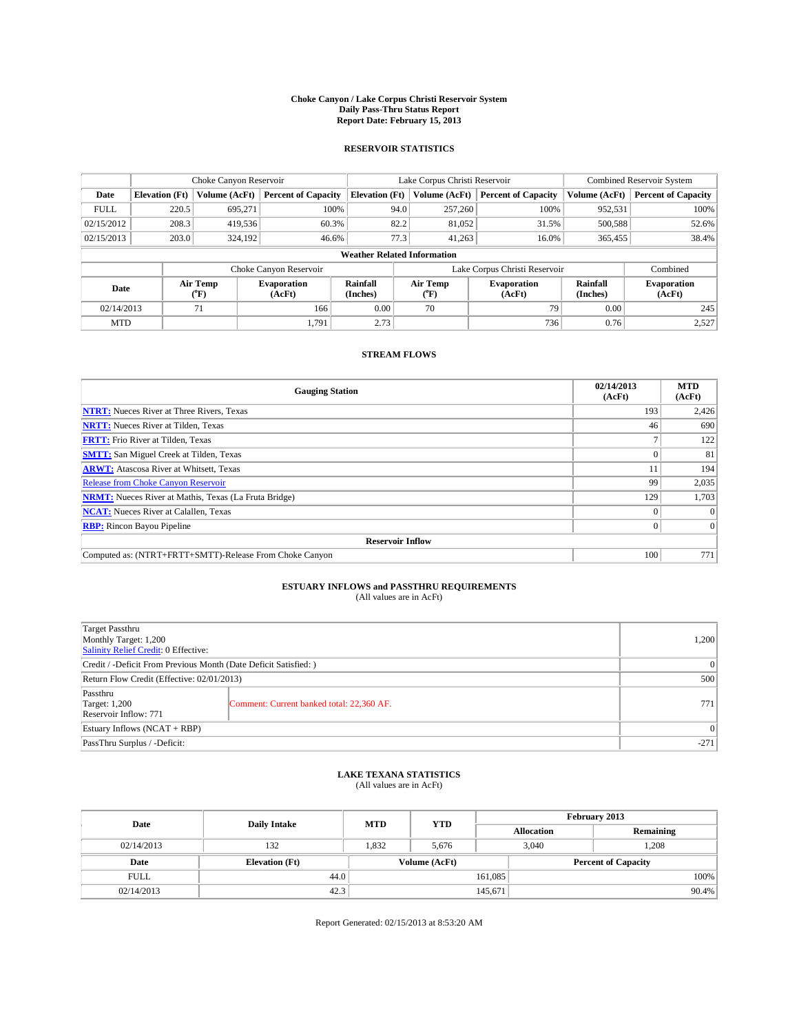**Choke Canyon / Lake Corpus Christi Reservoir System**
**Daily Pass-Thru Status Report**
**Report Date: February 15, 2013**

## RESERVOIR STATISTICS

| | Choke Canyon Reservoir | | | Lake Corpus Christi Reservoir | | | Combined Reservoir System | |
|---|---|---|---|---|---|---|---|---|
| Date | Elevation (Ft) | Volume (AcFt) | Percent of Capacity | Elevation (Ft) | Volume (AcFt) | Percent of Capacity | Volume (AcFt) | Percent of Capacity |
| FULL | 220.5 | 695,271 | 100% | 94.0 | 257,260 | 100% | 952,531 | 100% |
| 02/15/2012 | 208.3 | 419,536 | 60.3% | 82.2 | 81,052 | 31.5% | 500,588 | 52.6% |
| 02/15/2013 | 203.0 | 324,192 | 46.6% | 77.3 | 41,263 | 16.0% | 365,455 | 38.4% |

**Weather Related Information**

| | Choke Canyon Reservoir | | | Lake Corpus Christi Reservoir | | | Combined |
|---|---|---|---|---|---|---|---|
| Date | Air Temp (°F) | Evaporation (AcFt) | Rainfall (Inches) | Air Temp (°F) | Evaporation (AcFt) | Rainfall (Inches) | Evaporation (AcFt) |
| 02/14/2013 | 71 | 166 | 0.00 | 70 | 79 | 0.00 | 245 |
| MTD | | 1,791 | 2.73 | | 736 | 0.76 | 2,527 |

## STREAM FLOWS

| Gauging Station | 02/14/2013 (AcFt) | MTD (AcFt) |
|---|---|---|
| **NTRT:** Nueces River at Three Rivers, Texas | 193 | 2,426 |
| **NRTT:** Nueces River at Tilden, Texas | 46 | 690 |
| **FRTT:** Frio River at Tilden, Texas | 7 | 122 |
| **SMTT:** San Miguel Creek at Tilden, Texas | 0 | 81 |
| **ARWT:** Atascosa River at Whitsett, Texas | 11 | 194 |
| Release from Choke Canyon Reservoir | 99 | 2,035 |
| **NRMT:** Nueces River at Mathis, Texas (La Fruta Bridge) | 129 | 1,703 |
| **NCAT:** Nueces River at Calallen, Texas | 0 | 0 |
| **RBP:** Rincon Bayou Pipeline | 0 | 0 |
| **Reservoir Inflow** | | |
| Computed as: (NTRT+FRTT+SMTT)-Release From Choke Canyon | 100 | 771 |

## ESTUARY INFLOWS and PASSTHRU REQUIREMENTS
(All values are in AcFt)

| | | |
|---|---|---|
| Target Passthru<br>Monthly Target: 1,200<br>Salinity Relief Credit: 0 Effective: | | 1,200 |
| Credit / -Deficit From Previous Month (Date Deficit Satisfied: ) | | 0 |
| Return Flow Credit (Effective: 02/01/2013) | | 500 |
| Passthru<br>Target: 1,200<br>Reservoir Inflow: 771 | Comment: Current banked total: 22,360 AF. | 771 |
| Estuary Inflows (NCAT + RBP) | | 0 |
| PassThru Surplus / -Deficit: | | -271 |

## LAKE TEXANA STATISTICS
(All values are in AcFt)

| Date | Daily Intake | MTD | YTD | February 2013 Allocation | February 2013 Remaining |
|---|---|---|---|---|---|
| 02/14/2013 | 132 | 1,832 | 5,676 | 3,040 | 1,208 |

| Date | Elevation (Ft) | Volume (AcFt) | Percent of Capacity |
|---|---|---|---|
| FULL | 44.0 | 161,085 | 100% |
| 02/14/2013 | 42.3 | 145,671 | 90.4% |

Report Generated: 02/15/2013 at 8:53:20 AM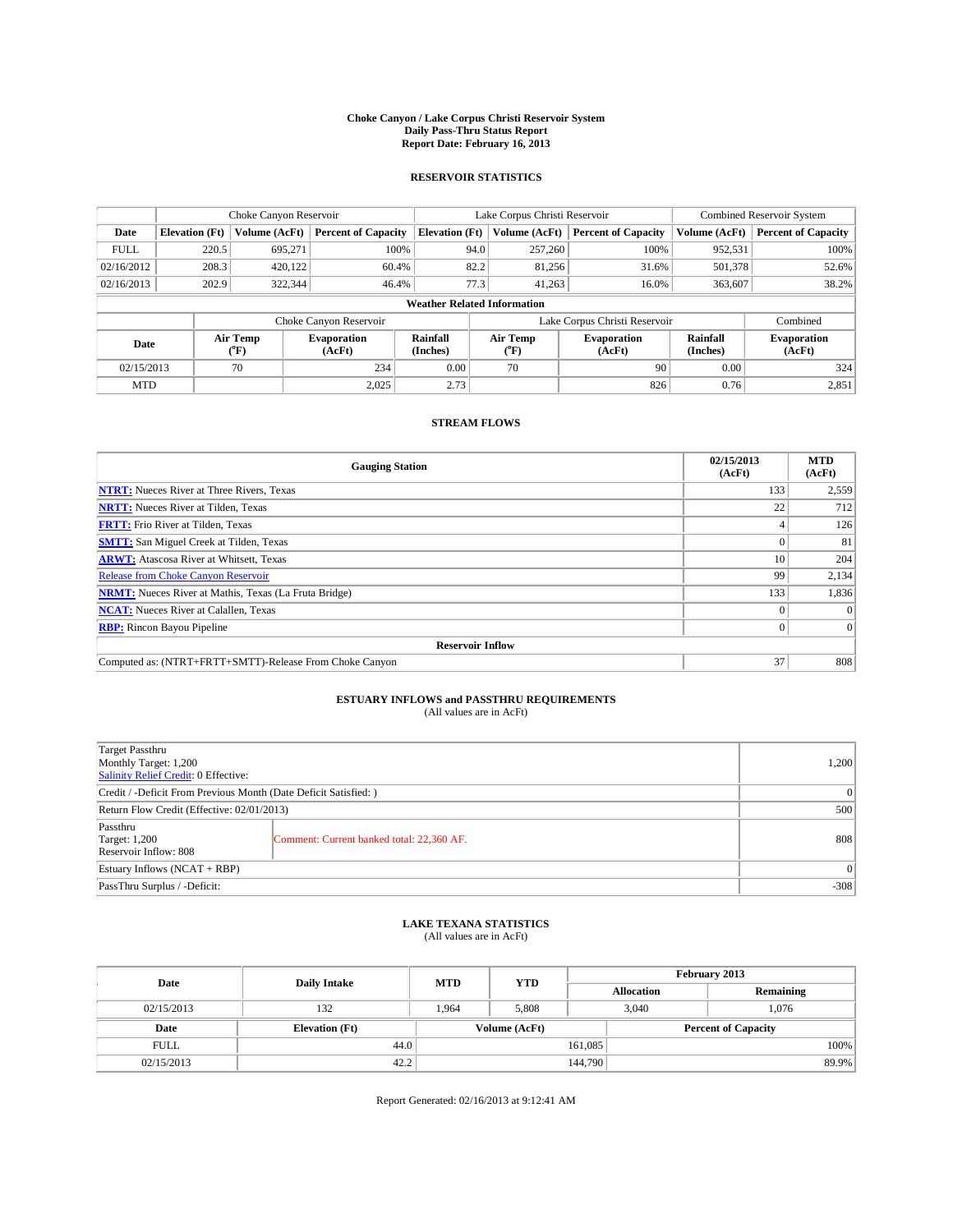# Choke Canyon / Lake Corpus Christi Reservoir System
## Daily Pass-Thru Status Report
### Report Date: February 16, 2013

## RESERVOIR STATISTICS

| | Choke Canyon Reservoir | | | Lake Corpus Christi Reservoir | | | Combined Reservoir System | |
|---|---|---|---|---|---|---|---|---|
| Date | Elevation (Ft) | Volume (AcFt) | Percent of Capacity | Elevation (Ft) | Volume (AcFt) | Percent of Capacity | Volume (AcFt) | Percent of Capacity |
| FULL | 220.5 | 695,271 | 100% | 94.0 | 257,260 | 100% | 952,531 | 100% |
| 02/16/2012 | 208.3 | 420,122 | 60.4% | 82.2 | 81,256 | 31.6% | 501,378 | 52.6% |
| 02/16/2013 | 202.9 | 322,344 | 46.4% | 77.3 | 41,263 | 16.0% | 363,607 | 38.2% |

**Weather Related Information**

| | Choke Canyon Reservoir | | | Lake Corpus Christi Reservoir | | | Combined |
|---|---|---|---|---|---|---|---|
| Date | Air Temp (°F) | Evaporation (AcFt) | Rainfall (Inches) | Air Temp (°F) | Evaporation (AcFt) | Rainfall (Inches) | Evaporation (AcFt) |
| 02/15/2013 | 70 | 234 | 0.00 | 70 | 90 | 0.00 | 324 |
| MTD | | 2,025 | 2.73 | | 826 | 0.76 | 2,851 |

## STREAM FLOWS

| Gauging Station | 02/15/2013 (AcFt) | MTD (AcFt) |
|---|---|---|
| NTRT: Nueces River at Three Rivers, Texas | 133 | 2,559 |
| NRTT: Nueces River at Tilden, Texas | 22 | 712 |
| FRTT: Frio River at Tilden, Texas | 4 | 126 |
| SMTT: San Miguel Creek at Tilden, Texas | 0 | 81 |
| ARWT: Atascosa River at Whitsett, Texas | 10 | 204 |
| Release from Choke Canyon Reservoir | 99 | 2,134 |
| NRMT: Nueces River at Mathis, Texas (La Fruta Bridge) | 133 | 1,836 |
| NCAT: Nueces River at Calallen, Texas | 0 | 0 |
| RBP: Rincon Bayou Pipeline | 0 | 0 |
| **Reservoir Inflow** | | |
| Computed as: (NTRT+FRTT+SMTT)-Release From Choke Canyon | 37 | 808 |

## ESTUARY INFLOWS and PASSTHRU REQUIREMENTS
(All values are in AcFt)

| | | |
|---|---|---|
| Target Passthru<br>Monthly Target: 1,200<br>Salinity Relief Credit: 0 Effective: | | 1,200 |
| Credit / -Deficit From Previous Month (Date Deficit Satisfied: ) | | 0 |
| Return Flow Credit (Effective: 02/01/2013) | | 500 |
| Passthru<br>Target: 1,200<br>Reservoir Inflow: 808 | Comment: Current banked total: 22,360 AF. | 808 |
| Estuary Inflows (NCAT + RBP) | | 0 |
| PassThru Surplus / -Deficit: | | -308 |

## LAKE TEXANA STATISTICS
(All values are in AcFt)

| Date | Daily Intake | MTD | YTD | February 2013 | |
|---|---|---|---|---|---|
| | | | | Allocation | Remaining |
| 02/15/2013 | 132 | 1,964 | 5,808 | 3,040 | 1,076 |

| Date | Elevation (Ft) | Volume (AcFt) | Percent of Capacity |
|---|---|---|---|
| FULL | 44.0 | 161,085 | 100% |
| 02/15/2013 | 42.2 | 144,790 | 89.9% |

Report Generated: 02/16/2013 at 9:12:41 AM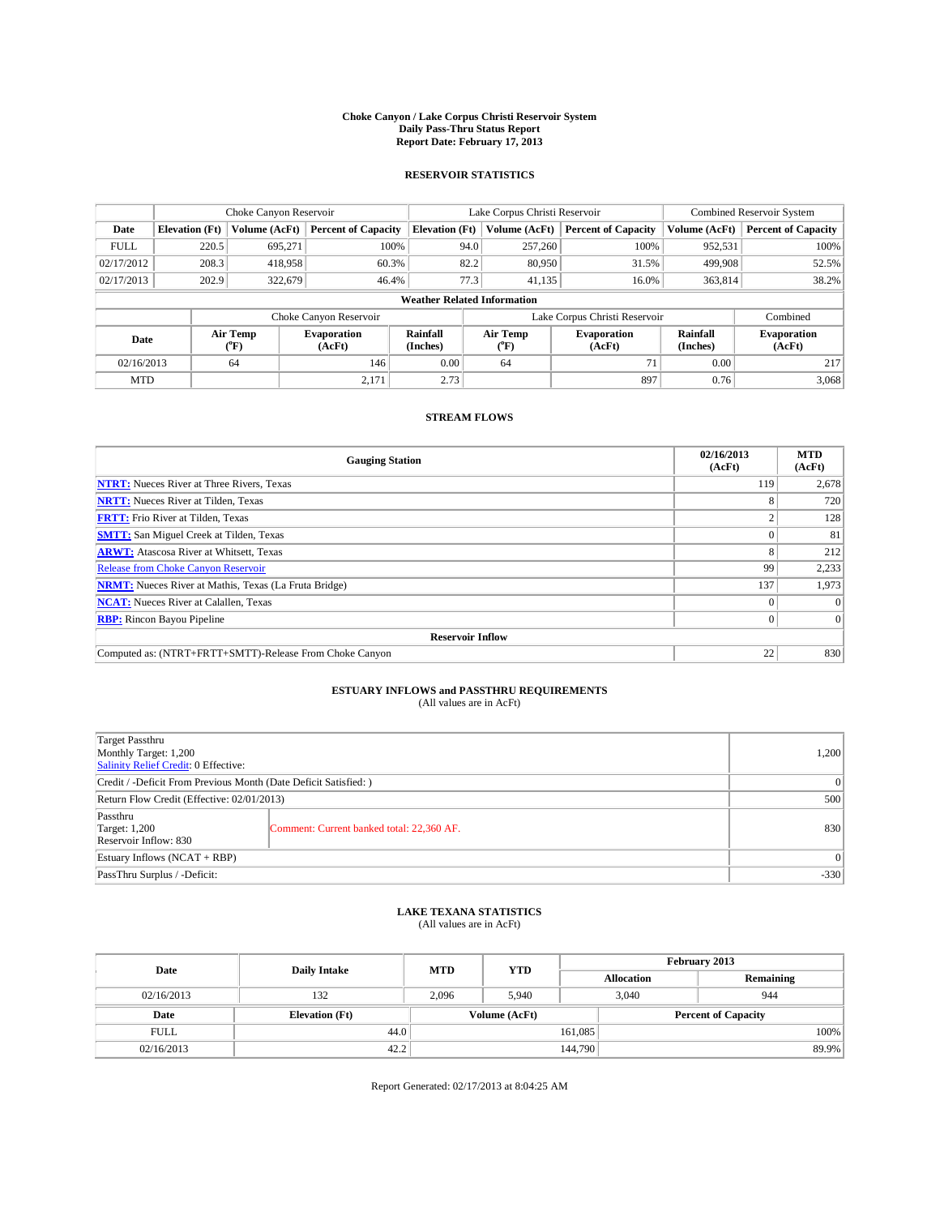# Choke Canyon / Lake Corpus Christi Reservoir System
## Daily Pass-Thru Status Report
## Report Date: February 17, 2013

### RESERVOIR STATISTICS

| | Choke Canyon Reservoir | | | Lake Corpus Christi Reservoir | | | Combined Reservoir System | |
|---|---|---|---|---|---|---|---|---|
| Date | Elevation (Ft) | Volume (AcFt) | Percent of Capacity | Elevation (Ft) | Volume (AcFt) | Percent of Capacity | Volume (AcFt) | Percent of Capacity |
| FULL | 220.5 | 695,271 | 100% | 94.0 | 257,260 | 100% | 952,531 | 100% |
| 02/17/2012 | 208.3 | 418,958 | 60.3% | 82.2 | 80,950 | 31.5% | 499,908 | 52.5% |
| 02/17/2013 | 202.9 | 322,679 | 46.4% | 77.3 | 41,135 | 16.0% | 363,814 | 38.2% |

**Weather Related Information**

| | Choke Canyon Reservoir | | | Lake Corpus Christi Reservoir | | | Combined |
|---|---|---|---|---|---|---|---|
| Date | Air Temp (°F) | Evaporation (AcFt) | Rainfall (Inches) | Air Temp (°F) | Evaporation (AcFt) | Rainfall (Inches) | Evaporation (AcFt) |
| 02/16/2013 | 64 | 146 | 0.00 | 64 | 71 | 0.00 | 217 |
| MTD | | 2,171 | 2.73 | | 897 | 0.76 | 3,068 |

### STREAM FLOWS

| Gauging Station | 02/16/2013 (AcFt) | MTD (AcFt) |
|---|---|---|
| NTRT: Nueces River at Three Rivers, Texas | 119 | 2,678 |
| NRTT: Nueces River at Tilden, Texas | 8 | 720 |
| FRTT: Frio River at Tilden, Texas | 2 | 128 |
| SMTT: San Miguel Creek at Tilden, Texas | 0 | 81 |
| ARWT: Atascosa River at Whitsett, Texas | 8 | 212 |
| Release from Choke Canyon Reservoir | 99 | 2,233 |
| NRMT: Nueces River at Mathis, Texas (La Fruta Bridge) | 137 | 1,973 |
| NCAT: Nueces River at Calallen, Texas | 0 | 0 |
| RBP: Rincon Bayou Pipeline | 0 | 0 |
| **Reservoir Inflow** | | |
| Computed as: (NTRT+FRTT+SMTT)-Release From Choke Canyon | 22 | 830 |

### ESTUARY INFLOWS and PASSTHRU REQUIREMENTS
(All values are in AcFt)

| | | |
|---|---|---|
| Target Passthru<br>Monthly Target: 1,200<br>Salinity Relief Credit: 0 Effective: | | 1,200 |
| Credit / -Deficit From Previous Month (Date Deficit Satisfied: ) | | 0 |
| Return Flow Credit (Effective: 02/01/2013) | | 500 |
| Passthru<br>Target: 1,200<br>Reservoir Inflow: 830 | Comment: Current banked total: 22,360 AF. | 830 |
| Estuary Inflows (NCAT + RBP) | | 0 |
| PassThru Surplus / -Deficit: | | -330 |

### LAKE TEXANA STATISTICS
(All values are in AcFt)

| Date | Daily Intake | MTD | YTD | February 2013 Allocation | February 2013 Remaining |
|---|---|---|---|---|---|
| 02/16/2013 | 132 | 2,096 | 5,940 | 3,040 | 944 |

| Date | Elevation (Ft) | Volume (AcFt) | Percent of Capacity |
|---|---|---|---|
| FULL | 44.0 | 161,085 | 100% |
| 02/16/2013 | 42.2 | 144,790 | 89.9% |

Report Generated: 02/17/2013 at 8:04:25 AM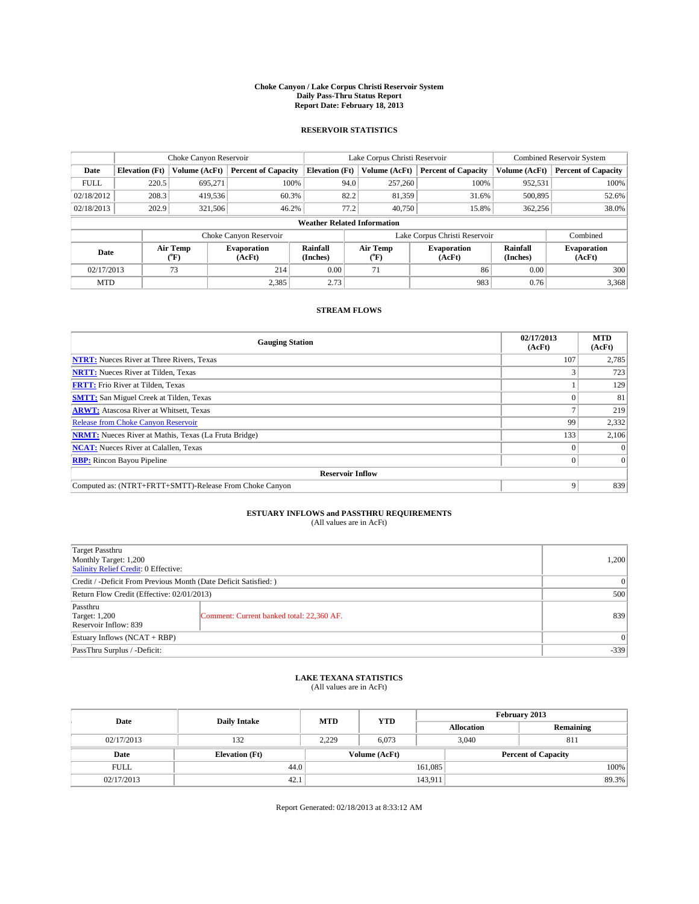# Choke Canyon / Lake Corpus Christi Reservoir System
## Daily Pass-Thru Status Report
### Report Date: February 18, 2013

## RESERVOIR STATISTICS

| | Choke Canyon Reservoir | | | Lake Corpus Christi Reservoir | | | Combined Reservoir System | |
|---|---|---|---|---|---|---|---|---|
| Date | Elevation (Ft) | Volume (AcFt) | Percent of Capacity | Elevation (Ft) | Volume (AcFt) | Percent of Capacity | Volume (AcFt) | Percent of Capacity |
| FULL | 220.5 | 695,271 | 100% | 94.0 | 257,260 | 100% | 952,531 | 100% |
| 02/18/2012 | 208.3 | 419,536 | 60.3% | 82.2 | 81,359 | 31.6% | 500,895 | 52.6% |
| 02/18/2013 | 202.9 | 321,506 | 46.2% | 77.2 | 40,750 | 15.8% | 362,256 | 38.0% |

**Weather Related Information**

| | Choke Canyon Reservoir | | | Lake Corpus Christi Reservoir | | | Combined |
|---|---|---|---|---|---|---|---|
| Date | Air Temp (°F) | Evaporation (AcFt) | Rainfall (Inches) | Air Temp (°F) | Evaporation (AcFt) | Rainfall (Inches) | Evaporation (AcFt) |
| 02/17/2013 | 73 | 214 | 0.00 | 71 | 86 | 0.00 | 300 |
| MTD | | 2,385 | 2.73 | | 983 | 0.76 | 3,368 |

## STREAM FLOWS

| Gauging Station | 02/17/2013 (AcFt) | MTD (AcFt) |
|---|---|---|
| **NTRT:** Nueces River at Three Rivers, Texas | 107 | 2,785 |
| **NRTT:** Nueces River at Tilden, Texas | 3 | 723 |
| **FRTT:** Frio River at Tilden, Texas | 1 | 129 |
| **SMTT:** San Miguel Creek at Tilden, Texas | 0 | 81 |
| **ARWT:** Atascosa River at Whitsett, Texas | 7 | 219 |
| Release from Choke Canyon Reservoir | 99 | 2,332 |
| **NRMT:** Nueces River at Mathis, Texas (La Fruta Bridge) | 133 | 2,106 |
| **NCAT:** Nueces River at Calallen, Texas | 0 | 0 |
| **RBP:** Rincon Bayou Pipeline | 0 | 0 |
| **Reservoir Inflow** | | |
| Computed as: (NTRT+FRTT+SMTT)-Release From Choke Canyon | 9 | 839 |

## ESTUARY INFLOWS and PASSTHRU REQUIREMENTS
(All values are in AcFt)

| | | |
|---|---|---|
| Target Passthru<br>Monthly Target: 1,200<br>Salinity Relief Credit: 0 Effective: | | 1,200 |
| Credit / -Deficit From Previous Month (Date Deficit Satisfied: ) | | 0 |
| Return Flow Credit (Effective: 02/01/2013) | | 500 |
| Passthru<br>Target: 1,200<br>Reservoir Inflow: 839 | Comment: Current banked total: 22,360 AF. | 839 |
| Estuary Inflows (NCAT + RBP) | | 0 |
| PassThru Surplus / -Deficit: | | -339 |

## LAKE TEXANA STATISTICS
(All values are in AcFt)

| Date | Daily Intake | MTD | YTD | February 2013 | |
|---|---|---|---|---|---|
| | | | | Allocation | Remaining |
| 02/17/2013 | 132 | 2,229 | 6,073 | 3,040 | 811 |

| Date | Elevation (Ft) | Volume (AcFt) | Percent of Capacity |
|---|---|---|---|
| FULL | 44.0 | 161,085 | 100% |
| 02/17/2013 | 42.1 | 143,911 | 89.3% |

Report Generated: 02/18/2013 at 8:33:12 AM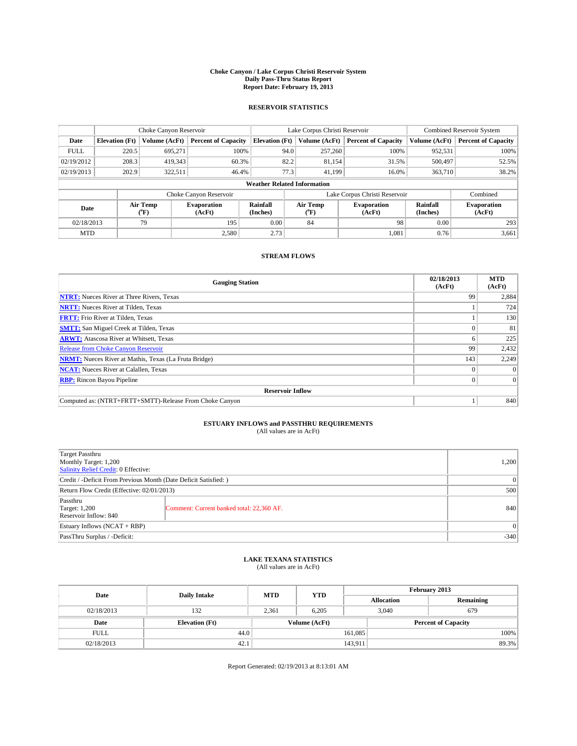**Choke Canyon / Lake Corpus Christi Reservoir System**
**Daily Pass-Thru Status Report**
**Report Date: February 19, 2013**

## RESERVOIR STATISTICS

| | Choke Canyon Reservoir | | | Lake Corpus Christi Reservoir | | | Combined Reservoir System | |
|---|---|---|---|---|---|---|---|---|
| Date | Elevation (Ft) | Volume (AcFt) | Percent of Capacity | Elevation (Ft) | Volume (AcFt) | Percent of Capacity | Volume (AcFt) | Percent of Capacity |
| FULL | 220.5 | 695,271 | 100% | 94.0 | 257,260 | 100% | 952,531 | 100% |
| 02/19/2012 | 208.3 | 419,343 | 60.3% | 82.2 | 81,154 | 31.5% | 500,497 | 52.5% |
| 02/19/2013 | 202.9 | 322,511 | 46.4% | 77.3 | 41,199 | 16.0% | 363,710 | 38.2% |

**Weather Related Information**

| | Choke Canyon Reservoir | | | Lake Corpus Christi Reservoir | | | Combined |
|---|---|---|---|---|---|---|---|
| Date | Air Temp (°F) | Evaporation (AcFt) | Rainfall (Inches) | Air Temp (°F) | Evaporation (AcFt) | Rainfall (Inches) | Evaporation (AcFt) |
| 02/18/2013 | 79 | 195 | 0.00 | 84 | 98 | 0.00 | 293 |
| MTD | | 2,580 | 2.73 | | 1,081 | 0.76 | 3,661 |

## STREAM FLOWS

| Gauging Station | 02/18/2013 (AcFt) | MTD (AcFt) |
|---|---|---|
| **NTRT:** Nueces River at Three Rivers, Texas | 99 | 2,884 |
| **NRTT:** Nueces River at Tilden, Texas | 1 | 724 |
| **FRTT:** Frio River at Tilden, Texas | 1 | 130 |
| **SMTT:** San Miguel Creek at Tilden, Texas | 0 | 81 |
| **ARWT:** Atascosa River at Whitsett, Texas | 6 | 225 |
| Release from Choke Canyon Reservoir | 99 | 2,432 |
| **NRMT:** Nueces River at Mathis, Texas (La Fruta Bridge) | 143 | 2,249 |
| **NCAT:** Nueces River at Calallen, Texas | 0 | 0 |
| **RBP:** Rincon Bayou Pipeline | 0 | 0 |
| **Reservoir Inflow** | | |
| Computed as: (NTRT+FRTT+SMTT)-Release From Choke Canyon | 1 | 840 |

## ESTUARY INFLOWS and PASSTHRU REQUIREMENTS
(All values are in AcFt)

| | | |
|---|---|---|
| Target Passthru<br>Monthly Target: 1,200<br>Salinity Relief Credit: 0 Effective: | | 1,200 |
| Credit / -Deficit From Previous Month (Date Deficit Satisfied: ) | | 0 |
| Return Flow Credit (Effective: 02/01/2013) | | 500 |
| Passthru<br>Target: 1,200<br>Reservoir Inflow: 840 | Comment: Current banked total: 22,360 AF. | 840 |
| Estuary Inflows (NCAT + RBP) | | 0 |
| PassThru Surplus / -Deficit: | | -340 |

## LAKE TEXANA STATISTICS
(All values are in AcFt)

| Date | Daily Intake | MTD | YTD | February 2013 | |
|---|---|---|---|---|---|
| | | | | Allocation | Remaining |
| 02/18/2013 | 132 | 2,361 | 6,205 | 3,040 | 679 |

| Date | Elevation (Ft) | Volume (AcFt) | Percent of Capacity |
|---|---|---|---|
| FULL | 44.0 | 161,085 | 100% |
| 02/18/2013 | 42.1 | 143,911 | 89.3% |

Report Generated: 02/19/2013 at 8:13:01 AM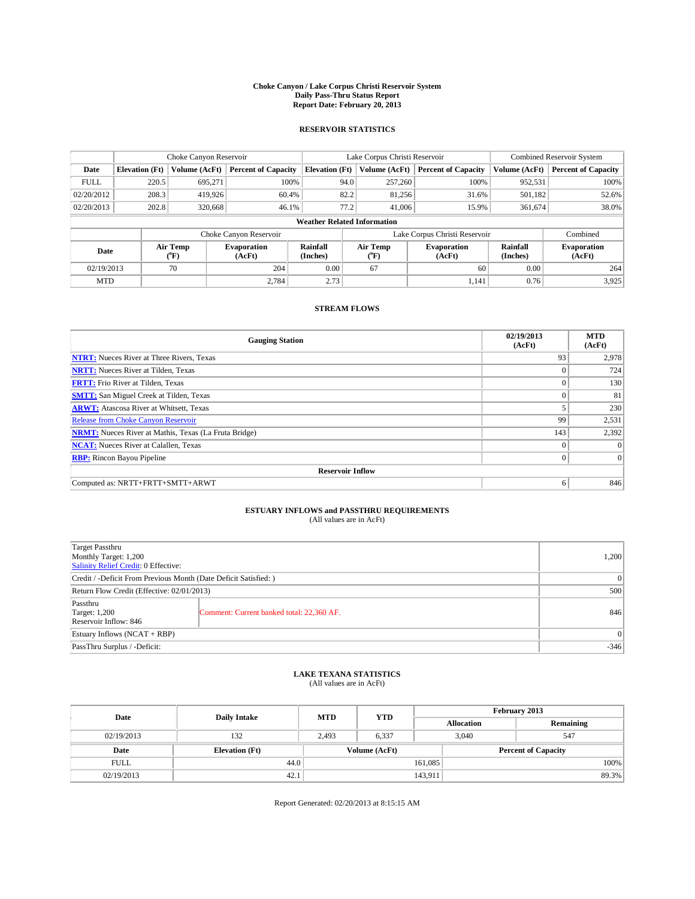# Choke Canyon / Lake Corpus Christi Reservoir System
## Daily Pass-Thru Status Report
## Report Date: February 20, 2013

### RESERVOIR STATISTICS

| | Choke Canyon Reservoir | | | Lake Corpus Christi Reservoir | | | Combined Reservoir System | |
|---|---|---|---|---|---|---|---|---|
| Date | Elevation (Ft) | Volume (AcFt) | Percent of Capacity | Elevation (Ft) | Volume (AcFt) | Percent of Capacity | Volume (AcFt) | Percent of Capacity |
| FULL | 220.5 | 695,271 | 100% | 94.0 | 257,260 | 100% | 952,531 | 100% |
| 02/20/2012 | 208.3 | 419,926 | 60.4% | 82.2 | 81,256 | 31.6% | 501,182 | 52.6% |
| 02/20/2013 | 202.8 | 320,668 | 46.1% | 77.2 | 41,006 | 15.9% | 361,674 | 38.0% |

**Weather Related Information**

| | Choke Canyon Reservoir | | | Lake Corpus Christi Reservoir | | | Combined |
|---|---|---|---|---|---|---|---|
| Date | Air Temp (°F) | Evaporation (AcFt) | Rainfall (Inches) | Air Temp (°F) | Evaporation (AcFt) | Rainfall (Inches) | Evaporation (AcFt) |
| 02/19/2013 | 70 | 204 | 0.00 | 67 | 60 | 0.00 | 264 |
| MTD | | 2,784 | 2.73 | | 1,141 | 0.76 | 3,925 |

### STREAM FLOWS

| Gauging Station | 02/19/2013 (AcFt) | MTD (AcFt) |
|---|---|---|
| **NTRT:** Nueces River at Three Rivers, Texas | 93 | 2,978 |
| **NRTT:** Nueces River at Tilden, Texas | 0 | 724 |
| **FRTT:** Frio River at Tilden, Texas | 0 | 130 |
| **SMTT:** San Miguel Creek at Tilden, Texas | 0 | 81 |
| **ARWT:** Atascosa River at Whitsett, Texas | 5 | 230 |
| Release from Choke Canyon Reservoir | 99 | 2,531 |
| **NRMT:** Nueces River at Mathis, Texas (La Fruta Bridge) | 143 | 2,392 |
| **NCAT:** Nueces River at Calallen, Texas | 0 | 0 |
| **RBP:** Rincon Bayou Pipeline | 0 | 0 |
| **Reservoir Inflow** | | |
| Computed as: NRTT+FRTT+SMTT+ARWT | 6 | 846 |

### ESTUARY INFLOWS and PASSTHRU REQUIREMENTS
(All values are in AcFt)

| | | |
|---|---|---|
| Target Passthru<br>Monthly Target: 1,200<br>Salinity Relief Credit: 0 Effective: | | 1,200 |
| Credit / -Deficit From Previous Month (Date Deficit Satisfied: ) | | 0 |
| Return Flow Credit (Effective: 02/01/2013) | | 500 |
| Passthru<br>Target: 1,200<br>Reservoir Inflow: 846 | Comment: Current banked total: 22,360 AF. | 846 |
| Estuary Inflows (NCAT + RBP) | | 0 |
| PassThru Surplus / -Deficit: | | -346 |

### LAKE TEXANA STATISTICS
(All values are in AcFt)

| Date | Daily Intake | MTD | YTD | February 2013 Allocation | February 2013 Remaining |
|---|---|---|---|---|---|
| 02/19/2013 | 132 | 2,493 | 6,337 | 3,040 | 547 |

| Date | Elevation (Ft) | Volume (AcFt) | Percent of Capacity |
|---|---|---|---|
| FULL | 44.0 | 161,085 | 100% |
| 02/19/2013 | 42.1 | 143,911 | 89.3% |

Report Generated: 02/20/2013 at 8:15:15 AM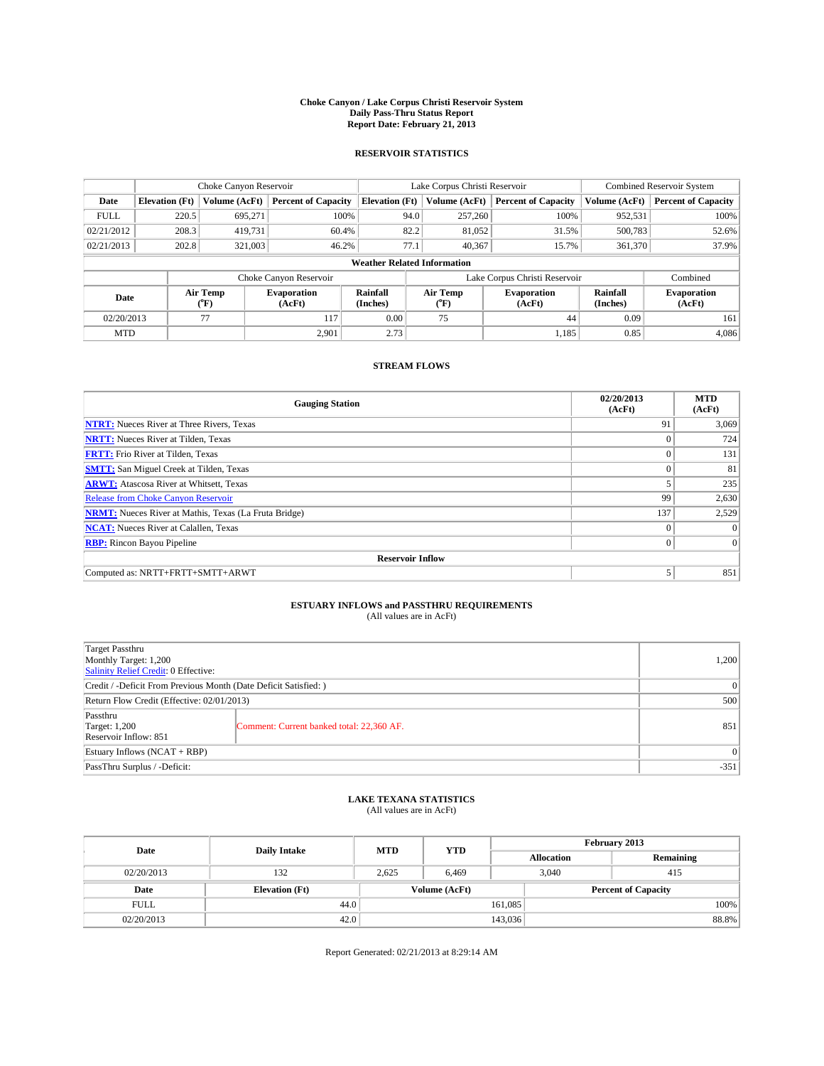**Choke Canyon / Lake Corpus Christi Reservoir System**
**Daily Pass-Thru Status Report**
**Report Date: February 21, 2013**

## RESERVOIR STATISTICS

| | Choke Canyon Reservoir | | | Lake Corpus Christi Reservoir | | | Combined Reservoir System | |
|---|---|---|---|---|---|---|---|---|
| Date | Elevation (Ft) | Volume (AcFt) | Percent of Capacity | Elevation (Ft) | Volume (AcFt) | Percent of Capacity | Volume (AcFt) | Percent of Capacity |
| FULL | 220.5 | 695,271 | 100% | 94.0 | 257,260 | 100% | 952,531 | 100% |
| 02/21/2012 | 208.3 | 419,731 | 60.4% | 82.2 | 81,052 | 31.5% | 500,783 | 52.6% |
| 02/21/2013 | 202.8 | 321,003 | 46.2% | 77.1 | 40,367 | 15.7% | 361,370 | 37.9% |

**Weather Related Information**

| | Choke Canyon Reservoir | | | Lake Corpus Christi Reservoir | | | Combined |
|---|---|---|---|---|---|---|---|
| Date | Air Temp (°F) | Evaporation (AcFt) | Rainfall (Inches) | Air Temp (°F) | Evaporation (AcFt) | Rainfall (Inches) | Evaporation (AcFt) |
| 02/20/2013 | 77 | 117 | 0.00 | 75 | 44 | 0.09 | 161 |
| MTD | | 2,901 | 2.73 | | 1,185 | 0.85 | 4,086 |

## STREAM FLOWS

| Gauging Station | 02/20/2013 (AcFt) | MTD (AcFt) |
|---|---|---|
| NTRT: Nueces River at Three Rivers, Texas | 91 | 3,069 |
| NRTT: Nueces River at Tilden, Texas | 0 | 724 |
| FRTT: Frio River at Tilden, Texas | 0 | 131 |
| SMTT: San Miguel Creek at Tilden, Texas | 0 | 81 |
| ARWT: Atascosa River at Whitsett, Texas | 5 | 235 |
| Release from Choke Canyon Reservoir | 99 | 2,630 |
| NRMT: Nueces River at Mathis, Texas (La Fruta Bridge) | 137 | 2,529 |
| NCAT: Nueces River at Calallen, Texas | 0 | 0 |
| RBP: Rincon Bayou Pipeline | 0 | 0 |
| **Reservoir Inflow** | | |
| Computed as: NRTT+FRTT+SMTT+ARWT | 5 | 851 |

## ESTUARY INFLOWS and PASSTHRU REQUIREMENTS

(All values are in AcFt)

| | | |
|---|---|---|
| Target Passthru<br>Monthly Target: 1,200<br>Salinity Relief Credit: 0 Effective: | | 1,200 |
| Credit / -Deficit From Previous Month (Date Deficit Satisfied: ) | | 0 |
| Return Flow Credit (Effective: 02/01/2013) | | 500 |
| Passthru<br>Target: 1,200<br>Reservoir Inflow: 851 | Comment: Current banked total: 22,360 AF. | 851 |
| Estuary Inflows (NCAT + RBP) | | 0 |
| PassThru Surplus / -Deficit: | | -351 |

## LAKE TEXANA STATISTICS

(All values are in AcFt)

| Date | Daily Intake | MTD | YTD | February 2013 Allocation | February 2013 Remaining |
|---|---|---|---|---|---|
| 02/20/2013 | 132 | 2,625 | 6,469 | 3,040 | 415 |

| Date | Elevation (Ft) | Volume (AcFt) | Percent of Capacity |
|---|---|---|---|
| FULL | 44.0 | 161,085 | 100% |
| 02/20/2013 | 42.0 | 143,036 | 88.8% |

Report Generated: 02/21/2013 at 8:29:14 AM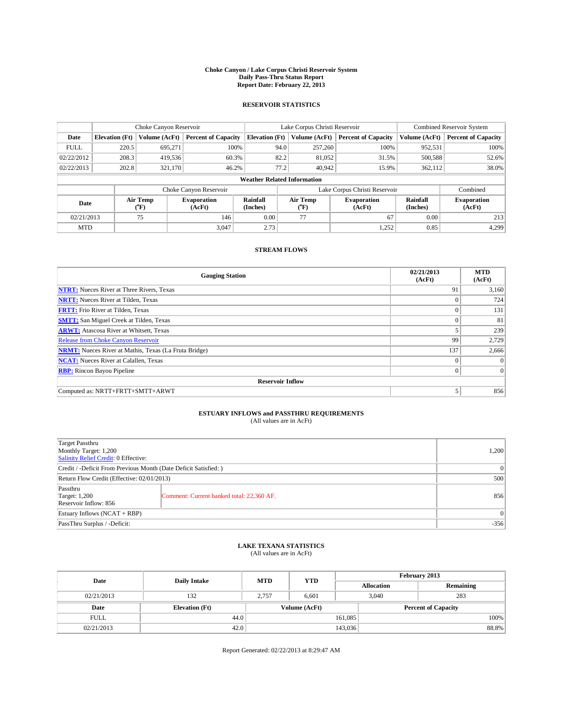# Choke Canyon / Lake Corpus Christi Reservoir System
## Daily Pass-Thru Status Report
## Report Date: February 22, 2013

### RESERVOIR STATISTICS

| | Choke Canyon Reservoir | | | Lake Corpus Christi Reservoir | | | Combined Reservoir System | |
|---|---|---|---|---|---|---|---|---|
| Date | Elevation (Ft) | Volume (AcFt) | Percent of Capacity | Elevation (Ft) | Volume (AcFt) | Percent of Capacity | Volume (AcFt) | Percent of Capacity |
| FULL | 220.5 | 695,271 | 100% | 94.0 | 257,260 | 100% | 952,531 | 100% |
| 02/22/2012 | 208.3 | 419,536 | 60.3% | 82.2 | 81,052 | 31.5% | 500,588 | 52.6% |
| 02/22/2013 | 202.8 | 321,170 | 46.2% | 77.2 | 40,942 | 15.9% | 362,112 | 38.0% |

**Weather Related Information**

| | Choke Canyon Reservoir | | | Lake Corpus Christi Reservoir | | | Combined |
|---|---|---|---|---|---|---|---|
| Date | Air Temp (°F) | Evaporation (AcFt) | Rainfall (Inches) | Air Temp (°F) | Evaporation (AcFt) | Rainfall (Inches) | Evaporation (AcFt) |
| 02/21/2013 | 75 | 146 | 0.00 | 77 | 67 | 0.00 | 213 |
| MTD | | 3,047 | 2.73 | | 1,252 | 0.85 | 4,299 |

### STREAM FLOWS

| Gauging Station | 02/21/2013 (AcFt) | MTD (AcFt) |
|---|---|---|
| NTRT: Nueces River at Three Rivers, Texas | 91 | 3,160 |
| NRTT: Nueces River at Tilden, Texas | 0 | 724 |
| FRTT: Frio River at Tilden, Texas | 0 | 131 |
| SMTT: San Miguel Creek at Tilden, Texas | 0 | 81 |
| ARWT: Atascosa River at Whitsett, Texas | 5 | 239 |
| Release from Choke Canyon Reservoir | 99 | 2,729 |
| NRMT: Nueces River at Mathis, Texas (La Fruta Bridge) | 137 | 2,666 |
| NCAT: Nueces River at Calallen, Texas | 0 | 0 |
| RBP: Rincon Bayou Pipeline | 0 | 0 |
| **Reservoir Inflow** | | |
| Computed as: NRTT+FRTT+SMTT+ARWT | 5 | 856 |

### ESTUARY INFLOWS and PASSTHRU REQUIREMENTS
(All values are in AcFt)

| | | |
|---|---|---|
| Target Passthru<br>Monthly Target: 1,200<br>Salinity Relief Credit: 0 Effective: | | 1,200 |
| Credit / -Deficit From Previous Month (Date Deficit Satisfied: ) | | 0 |
| Return Flow Credit (Effective: 02/01/2013) | | 500 |
| Passthru<br>Target: 1,200<br>Reservoir Inflow: 856 | Comment: Current banked total: 22,360 AF. | 856 |
| Estuary Inflows (NCAT + RBP) | | 0 |
| PassThru Surplus / -Deficit: | | -356 |

### LAKE TEXANA STATISTICS
(All values are in AcFt)

| Date | Daily Intake | MTD | YTD | February 2013 Allocation | February 2013 Remaining |
|---|---|---|---|---|---|
| 02/21/2013 | 132 | 2,757 | 6,601 | 3,040 | 283 |

| Date | Elevation (Ft) | Volume (AcFt) | Percent of Capacity |
|---|---|---|---|
| FULL | 44.0 | 161,085 | 100% |
| 02/21/2013 | 42.0 | 143,036 | 88.8% |

Report Generated: 02/22/2013 at 8:29:47 AM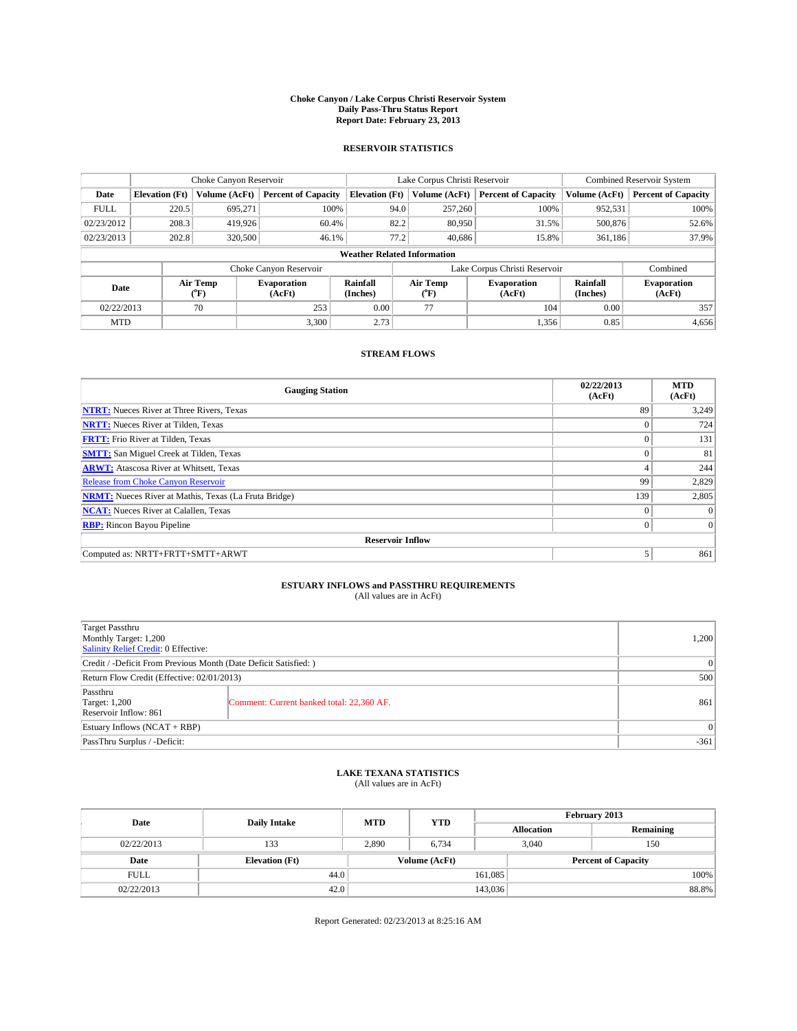**Choke Canyon / Lake Corpus Christi Reservoir System**
**Daily Pass-Thru Status Report**
**Report Date: February 23, 2013**

## RESERVOIR STATISTICS

| | Choke Canyon Reservoir | | | Lake Corpus Christi Reservoir | | | Combined Reservoir System | |
|---|---|---|---|---|---|---|---|---|
| **Date** | **Elevation (Ft)** | **Volume (AcFt)** | **Percent of Capacity** | **Elevation (Ft)** | **Volume (AcFt)** | **Percent of Capacity** | **Volume (AcFt)** | **Percent of Capacity** |
| FULL | 220.5 | 695,271 | 100% | 94.0 | 257,260 | 100% | 952,531 | 100% |
| 02/23/2012 | 208.3 | 419,926 | 60.4% | 82.2 | 80,950 | 31.5% | 500,876 | 52.6% |
| 02/23/2013 | 202.8 | 320,500 | 46.1% | 77.2 | 40,686 | 15.8% | 361,186 | 37.9% |

**Weather Related Information**

| | Choke Canyon Reservoir | | | Lake Corpus Christi Reservoir | | | Combined |
|---|---|---|---|---|---|---|---|
| **Date** | **Air Temp (°F)** | **Evaporation (AcFt)** | **Rainfall (Inches)** | **Air Temp (°F)** | **Evaporation (AcFt)** | **Rainfall (Inches)** | **Evaporation (AcFt)** |
| 02/22/2013 | 70 | 253 | 0.00 | 77 | 104 | 0.00 | 357 |
| MTD | | 3,300 | 2.73 | | 1,356 | 0.85 | 4,656 |

## STREAM FLOWS

| Gauging Station | 02/22/2013 (AcFt) | MTD (AcFt) |
|---|---|---|
| **NTRT:** Nueces River at Three Rivers, Texas | 89 | 3,249 |
| **NRTT:** Nueces River at Tilden, Texas | 0 | 724 |
| **FRTT:** Frio River at Tilden, Texas | 0 | 131 |
| **SMTT:** San Miguel Creek at Tilden, Texas | 0 | 81 |
| **ARWT:** Atascosa River at Whitsett, Texas | 4 | 244 |
| Release from Choke Canyon Reservoir | 99 | 2,829 |
| **NRMT:** Nueces River at Mathis, Texas (La Fruta Bridge) | 139 | 2,805 |
| **NCAT:** Nueces River at Calallen, Texas | 0 | 0 |
| **RBP:** Rincon Bayou Pipeline | 0 | 0 |
| **Reservoir Inflow** | | |
| Computed as: NRTT+FRTT+SMTT+ARWT | 5 | 861 |

## ESTUARY INFLOWS and PASSTHRU REQUIREMENTS
(All values are in AcFt)

| | | |
|---|---|---|
| Target Passthru<br>Monthly Target: 1,200<br>Salinity Relief Credit: 0 Effective: | | 1,200 |
| Credit / -Deficit From Previous Month (Date Deficit Satisfied: ) | | 0 |
| Return Flow Credit (Effective: 02/01/2013) | | 500 |
| Passthru<br>Target: 1,200<br>Reservoir Inflow: 861 | Comment: Current banked total: 22,360 AF. | 861 |
| Estuary Inflows (NCAT + RBP) | | 0 |
| PassThru Surplus / -Deficit: | | -361 |

## LAKE TEXANA STATISTICS
(All values are in AcFt)

| Date | Daily Intake | MTD | YTD | February 2013 Allocation | February 2013 Remaining |
|---|---|---|---|---|---|
| 02/22/2013 | 133 | 2,890 | 6,734 | 3,040 | 150 |

| Date | Elevation (Ft) | Volume (AcFt) | Percent of Capacity |
|---|---|---|---|
| FULL | 44.0 | 161,085 | 100% |
| 02/22/2013 | 42.0 | 143,036 | 88.8% |

Report Generated: 02/23/2013 at 8:25:16 AM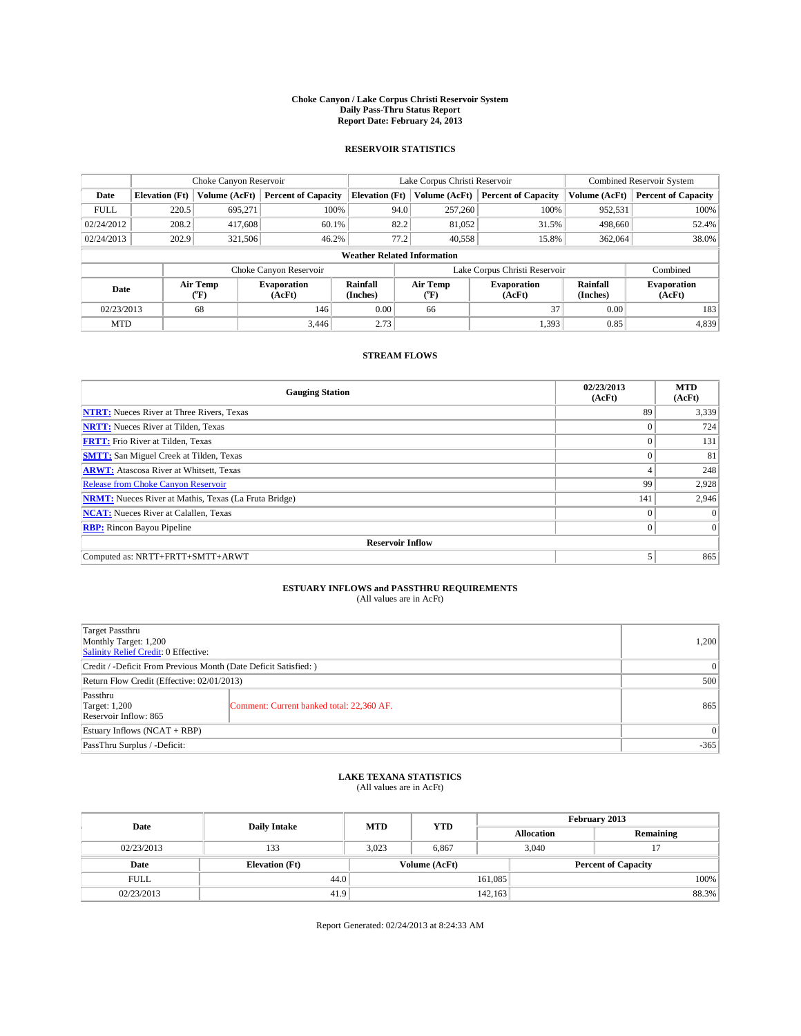# Choke Canyon / Lake Corpus Christi Reservoir System
## Daily Pass-Thru Status Report
## Report Date: February 24, 2013

### RESERVOIR STATISTICS

| | Choke Canyon Reservoir | | | Lake Corpus Christi Reservoir | | | Combined Reservoir System | |
|---|---|---|---|---|---|---|---|---|
| Date | Elevation (Ft) | Volume (AcFt) | Percent of Capacity | Elevation (Ft) | Volume (AcFt) | Percent of Capacity | Volume (AcFt) | Percent of Capacity |
| FULL | 220.5 | 695,271 | 100% | 94.0 | 257,260 | 100% | 952,531 | 100% |
| 02/24/2012 | 208.2 | 417,608 | 60.1% | 82.2 | 81,052 | 31.5% | 498,660 | 52.4% |
| 02/24/2013 | 202.9 | 321,506 | 46.2% | 77.2 | 40,558 | 15.8% | 362,064 | 38.0% |

**Weather Related Information**

| | Choke Canyon Reservoir | | | Lake Corpus Christi Reservoir | | | Combined |
|---|---|---|---|---|---|---|---|
| Date | Air Temp (°F) | Evaporation (AcFt) | Rainfall (Inches) | Air Temp (°F) | Evaporation (AcFt) | Rainfall (Inches) | Evaporation (AcFt) |
| 02/23/2013 | 68 | 146 | 0.00 | 66 | 37 | 0.00 | 183 |
| MTD | | 3,446 | 2.73 | | 1,393 | 0.85 | 4,839 |

### STREAM FLOWS

| Gauging Station | 02/23/2013 (AcFt) | MTD (AcFt) |
|---|---|---|
| NTRT: Nueces River at Three Rivers, Texas | 89 | 3,339 |
| NRTT: Nueces River at Tilden, Texas | 0 | 724 |
| FRTT: Frio River at Tilden, Texas | 0 | 131 |
| SMTT: San Miguel Creek at Tilden, Texas | 0 | 81 |
| ARWT: Atascosa River at Whitsett, Texas | 4 | 248 |
| Release from Choke Canyon Reservoir | 99 | 2,928 |
| NRMT: Nueces River at Mathis, Texas (La Fruta Bridge) | 141 | 2,946 |
| NCAT: Nueces River at Calallen, Texas | 0 | 0 |
| RBP: Rincon Bayou Pipeline | 0 | 0 |
| **Reservoir Inflow** | | |
| Computed as: NRTT+FRTT+SMTT+ARWT | 5 | 865 |

### ESTUARY INFLOWS and PASSTHRU REQUIREMENTS
(All values are in AcFt)

| | | |
|---|---|---|
| Target Passthru<br>Monthly Target: 1,200<br>Salinity Relief Credit: 0 Effective: | | 1,200 |
| Credit / -Deficit From Previous Month (Date Deficit Satisfied: ) | | 0 |
| Return Flow Credit (Effective: 02/01/2013) | | 500 |
| Passthru<br>Target: 1,200<br>Reservoir Inflow: 865 | Comment: Current banked total: 22,360 AF. | 865 |
| Estuary Inflows (NCAT + RBP) | | 0 |
| PassThru Surplus / -Deficit: | | -365 |

### LAKE TEXANA STATISTICS
(All values are in AcFt)

| Date | Daily Intake | MTD | YTD | February 2013 Allocation | February 2013 Remaining |
|---|---|---|---|---|---|
| 02/23/2013 | 133 | 3,023 | 6,867 | 3,040 | 17 |

| Date | Elevation (Ft) | Volume (AcFt) | Percent of Capacity |
|---|---|---|---|
| FULL | 44.0 | 161,085 | 100% |
| 02/23/2013 | 41.9 | 142,163 | 88.3% |

Report Generated: 02/24/2013 at 8:24:33 AM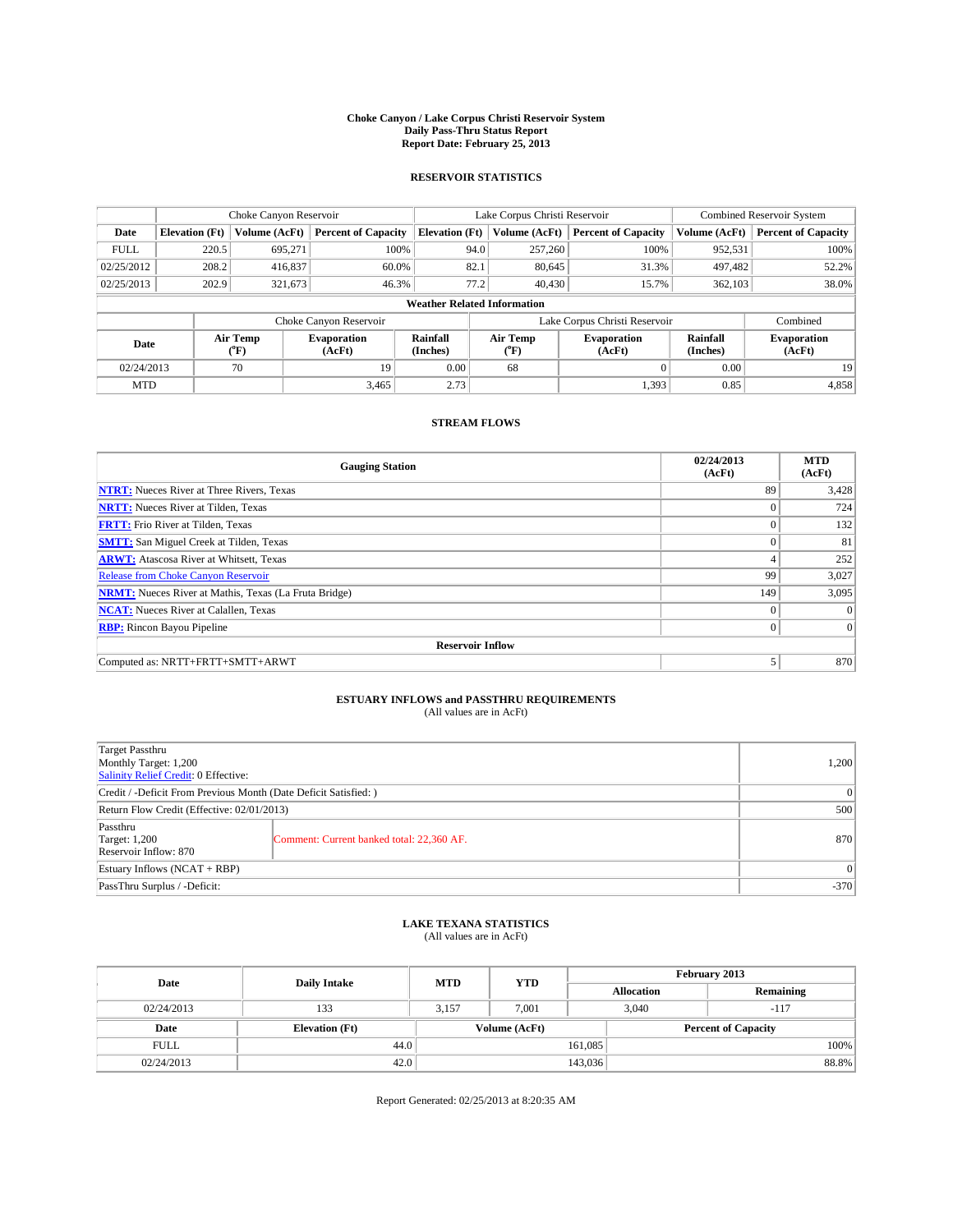# Choke Canyon / Lake Corpus Christi Reservoir System
## Daily Pass-Thru Status Report
## Report Date: February 25, 2013

### RESERVOIR STATISTICS

| | Choke Canyon Reservoir | | | Lake Corpus Christi Reservoir | | | Combined Reservoir System | |
|---|---|---|---|---|---|---|---|---|
| Date | Elevation (Ft) | Volume (AcFt) | Percent of Capacity | Elevation (Ft) | Volume (AcFt) | Percent of Capacity | Volume (AcFt) | Percent of Capacity |
| FULL | 220.5 | 695,271 | 100% | 94.0 | 257,260 | 100% | 952,531 | 100% |
| 02/25/2012 | 208.2 | 416,837 | 60.0% | 82.1 | 80,645 | 31.3% | 497,482 | 52.2% |
| 02/25/2013 | 202.9 | 321,673 | 46.3% | 77.2 | 40,430 | 15.7% | 362,103 | 38.0% |

**Weather Related Information**

| | Choke Canyon Reservoir | | | Lake Corpus Christi Reservoir | | | Combined |
|---|---|---|---|---|---|---|---|
| Date | Air Temp (°F) | Evaporation (AcFt) | Rainfall (Inches) | Air Temp (°F) | Evaporation (AcFt) | Rainfall (Inches) | Evaporation (AcFt) |
| 02/24/2013 | 70 | 19 | 0.00 | 68 | 0 | 0.00 | 19 |
| MTD | | 3,465 | 2.73 | | 1,393 | 0.85 | 4,858 |

### STREAM FLOWS

| Gauging Station | 02/24/2013 (AcFt) | MTD (AcFt) |
|---|---|---|
| NTRT: Nueces River at Three Rivers, Texas | 89 | 3,428 |
| NRTT: Nueces River at Tilden, Texas | 0 | 724 |
| FRTT: Frio River at Tilden, Texas | 0 | 132 |
| SMTT: San Miguel Creek at Tilden, Texas | 0 | 81 |
| ARWT: Atascosa River at Whitsett, Texas | 4 | 252 |
| Release from Choke Canyon Reservoir | 99 | 3,027 |
| NRMT: Nueces River at Mathis, Texas (La Fruta Bridge) | 149 | 3,095 |
| NCAT: Nueces River at Calallen, Texas | 0 | 0 |
| RBP: Rincon Bayou Pipeline | 0 | 0 |
| **Reservoir Inflow** | | |
| Computed as: NRTT+FRTT+SMTT+ARWT | 5 | 870 |

### ESTUARY INFLOWS and PASSTHRU REQUIREMENTS
(All values are in AcFt)

| | | |
|---|---|---|
| Target Passthru<br>Monthly Target: 1,200<br>Salinity Relief Credit: 0 Effective: | | 1,200 |
| Credit / -Deficit From Previous Month (Date Deficit Satisfied: ) | | 0 |
| Return Flow Credit (Effective: 02/01/2013) | | 500 |
| Passthru<br>Target: 1,200<br>Reservoir Inflow: 870 | Comment: Current banked total: 22,360 AF. | 870 |
| Estuary Inflows (NCAT + RBP) | | 0 |
| PassThru Surplus / -Deficit: | | -370 |

### LAKE TEXANA STATISTICS
(All values are in AcFt)

| Date | Daily Intake | MTD | YTD | February 2013 Allocation | February 2013 Remaining |
|---|---|---|---|---|---|
| 02/24/2013 | 133 | 3,157 | 7,001 | 3,040 | -117 |

| Date | Elevation (Ft) | Volume (AcFt) | Percent of Capacity |
|---|---|---|---|
| FULL | 44.0 | 161,085 | 100% |
| 02/24/2013 | 42.0 | 143,036 | 88.8% |

Report Generated: 02/25/2013 at 8:20:35 AM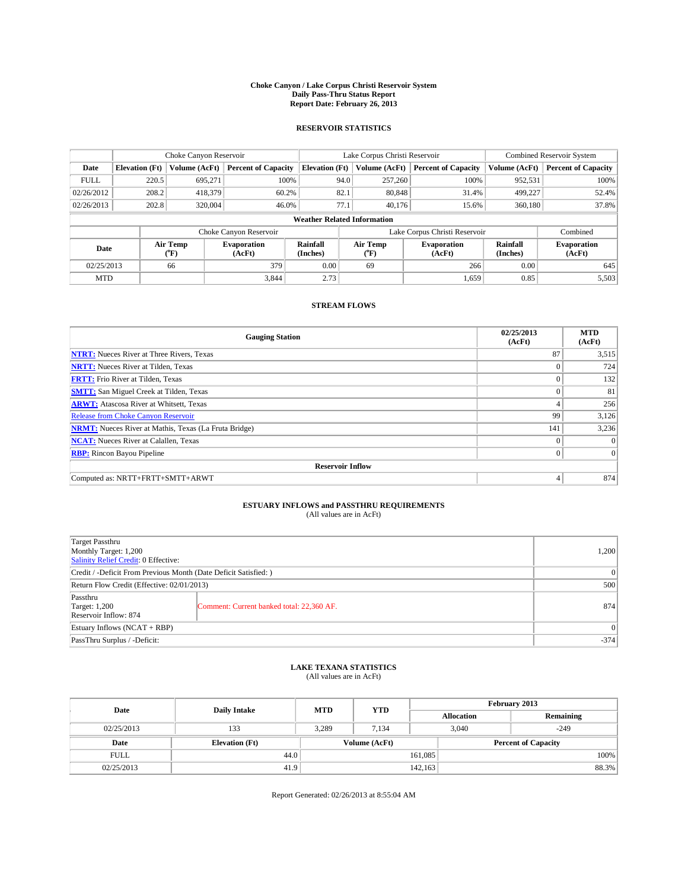# Choke Canyon / Lake Corpus Christi Reservoir System
## Daily Pass-Thru Status Report
## Report Date: February 26, 2013

### RESERVOIR STATISTICS

| | Choke Canyon Reservoir | | | Lake Corpus Christi Reservoir | | | Combined Reservoir System | |
|---|---|---|---|---|---|---|---|---|
| Date | Elevation (Ft) | Volume (AcFt) | Percent of Capacity | Elevation (Ft) | Volume (AcFt) | Percent of Capacity | Volume (AcFt) | Percent of Capacity |
| FULL | 220.5 | 695,271 | 100% | 94.0 | 257,260 | 100% | 952,531 | 100% |
| 02/26/2012 | 208.2 | 418,379 | 60.2% | 82.1 | 80,848 | 31.4% | 499,227 | 52.4% |
| 02/26/2013 | 202.8 | 320,004 | 46.0% | 77.1 | 40,176 | 15.6% | 360,180 | 37.8% |

**Weather Related Information**

| | Choke Canyon Reservoir | | | Lake Corpus Christi Reservoir | | | Combined |
|---|---|---|---|---|---|---|---|
| Date | Air Temp (°F) | Evaporation (AcFt) | Rainfall (Inches) | Air Temp (°F) | Evaporation (AcFt) | Rainfall (Inches) | Evaporation (AcFt) |
| 02/25/2013 | 66 | 379 | 0.00 | 69 | 266 | 0.00 | 645 |
| MTD | | 3,844 | 2.73 | | 1,659 | 0.85 | 5,503 |

### STREAM FLOWS

| Gauging Station | 02/25/2013 (AcFt) | MTD (AcFt) |
|---|---|---|
| NTRT: Nueces River at Three Rivers, Texas | 87 | 3,515 |
| NRTT: Nueces River at Tilden, Texas | 0 | 724 |
| FRTT: Frio River at Tilden, Texas | 0 | 132 |
| SMTT: San Miguel Creek at Tilden, Texas | 0 | 81 |
| ARWT: Atascosa River at Whitsett, Texas | 4 | 256 |
| Release from Choke Canyon Reservoir | 99 | 3,126 |
| NRMT: Nueces River at Mathis, Texas (La Fruta Bridge) | 141 | 3,236 |
| NCAT: Nueces River at Calallen, Texas | 0 | 0 |
| RBP: Rincon Bayou Pipeline | 0 | 0 |
| **Reservoir Inflow** | | |
| Computed as: NRTT+FRTT+SMTT+ARWT | 4 | 874 |

### ESTUARY INFLOWS and PASSTHRU REQUIREMENTS
(All values are in AcFt)

| | | |
|---|---|---|
| Target Passthru<br>Monthly Target: 1,200<br>Salinity Relief Credit: 0 Effective: | | 1,200 |
| Credit / -Deficit From Previous Month (Date Deficit Satisfied: ) | | 0 |
| Return Flow Credit (Effective: 02/01/2013) | | 500 |
| Passthru<br>Target: 1,200<br>Reservoir Inflow: 874 | Comment: Current banked total: 22,360 AF. | 874 |
| Estuary Inflows (NCAT + RBP) | | 0 |
| PassThru Surplus / -Deficit: | | -374 |

### LAKE TEXANA STATISTICS
(All values are in AcFt)

| Date | Daily Intake | MTD | YTD | February 2013 Allocation | February 2013 Remaining |
|---|---|---|---|---|---|
| 02/25/2013 | 133 | 3,289 | 7,134 | 3,040 | -249 |

| Date | Elevation (Ft) | Volume (AcFt) | Percent of Capacity |
|---|---|---|---|
| FULL | 44.0 | 161,085 | 100% |
| 02/25/2013 | 41.9 | 142,163 | 88.3% |

Report Generated: 02/26/2013 at 8:55:04 AM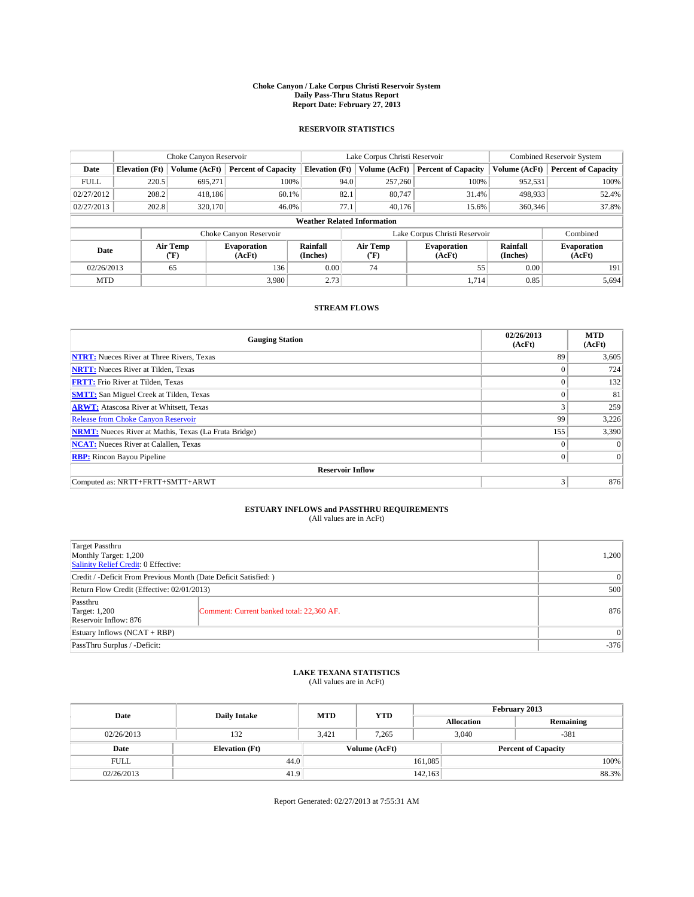# Choke Canyon / Lake Corpus Christi Reservoir System
## Daily Pass-Thru Status Report
## Report Date: February 27, 2013

### RESERVOIR STATISTICS

| | Choke Canyon Reservoir | | | Lake Corpus Christi Reservoir | | | Combined Reservoir System | |
|---|---|---|---|---|---|---|---|---|
| Date | Elevation (Ft) | Volume (AcFt) | Percent of Capacity | Elevation (Ft) | Volume (AcFt) | Percent of Capacity | Volume (AcFt) | Percent of Capacity |
| FULL | 220.5 | 695,271 | 100% | 94.0 | 257,260 | 100% | 952,531 | 100% |
| 02/27/2012 | 208.2 | 418,186 | 60.1% | 82.1 | 80,747 | 31.4% | 498,933 | 52.4% |
| 02/27/2013 | 202.8 | 320,170 | 46.0% | 77.1 | 40,176 | 15.6% | 360,346 | 37.8% |

**Weather Related Information**

| | Choke Canyon Reservoir | | | Lake Corpus Christi Reservoir | | | Combined |
|---|---|---|---|---|---|---|---|
| Date | Air Temp (°F) | Evaporation (AcFt) | Rainfall (Inches) | Air Temp (°F) | Evaporation (AcFt) | Rainfall (Inches) | Evaporation (AcFt) |
| 02/26/2013 | 65 | 136 | 0.00 | 74 | 55 | 0.00 | 191 |
| MTD | | 3,980 | 2.73 | | 1,714 | 0.85 | 5,694 |

### STREAM FLOWS

| Gauging Station | 02/26/2013 (AcFt) | MTD (AcFt) |
|---|---|---|
| NTRT: Nueces River at Three Rivers, Texas | 89 | 3,605 |
| NRTT: Nueces River at Tilden, Texas | 0 | 724 |
| FRTT: Frio River at Tilden, Texas | 0 | 132 |
| SMTT: San Miguel Creek at Tilden, Texas | 0 | 81 |
| ARWT: Atascosa River at Whitsett, Texas | 3 | 259 |
| Release from Choke Canyon Reservoir | 99 | 3,226 |
| NRMT: Nueces River at Mathis, Texas (La Fruta Bridge) | 155 | 3,390 |
| NCAT: Nueces River at Calallen, Texas | 0 | 0 |
| RBP: Rincon Bayou Pipeline | 0 | 0 |
| **Reservoir Inflow** | | |
| Computed as: NRTT+FRTT+SMTT+ARWT | 3 | 876 |

### ESTUARY INFLOWS and PASSTHRU REQUIREMENTS
(All values are in AcFt)

| | | |
|---|---|---|
| Target Passthru<br>Monthly Target: 1,200<br>Salinity Relief Credit: 0 Effective: | | 1,200 |
| Credit / -Deficit From Previous Month (Date Deficit Satisfied: ) | | 0 |
| Return Flow Credit (Effective: 02/01/2013) | | 500 |
| Passthru<br>Target: 1,200<br>Reservoir Inflow: 876 | Comment: Current banked total: 22,360 AF. | 876 |
| Estuary Inflows (NCAT + RBP) | | 0 |
| PassThru Surplus / -Deficit: | | -376 |

### LAKE TEXANA STATISTICS
(All values are in AcFt)

| Date | Daily Intake | MTD | YTD | February 2013 Allocation | February 2013 Remaining |
|---|---|---|---|---|---|
| 02/26/2013 | 132 | 3,421 | 7,265 | 3,040 | -381 |

| Date | Elevation (Ft) | Volume (AcFt) | Percent of Capacity |
|---|---|---|---|
| FULL | 44.0 | 161,085 | 100% |
| 02/26/2013 | 41.9 | 142,163 | 88.3% |

Report Generated: 02/27/2013 at 7:55:31 AM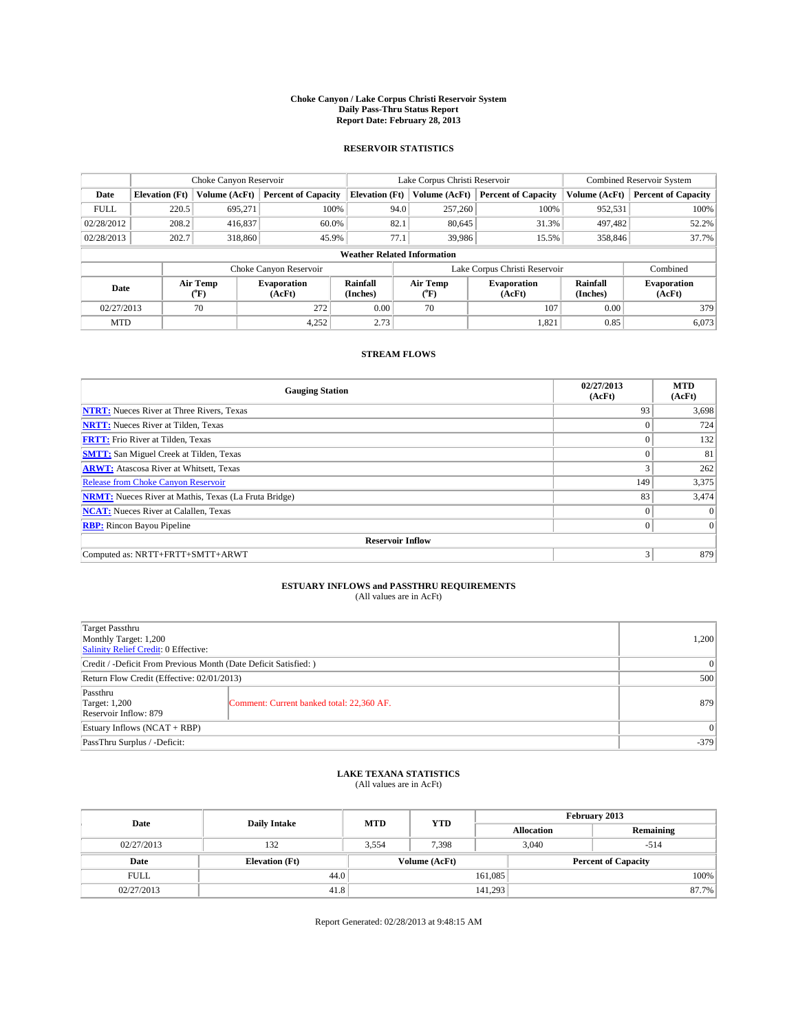**Choke Canyon / Lake Corpus Christi Reservoir System**
**Daily Pass-Thru Status Report**
**Report Date: February 28, 2013**

## RESERVOIR STATISTICS

| | Choke Canyon Reservoir | | | Lake Corpus Christi Reservoir | | | Combined Reservoir System | |
|---|---|---|---|---|---|---|---|---|
| Date | Elevation (Ft) | Volume (AcFt) | Percent of Capacity | Elevation (Ft) | Volume (AcFt) | Percent of Capacity | Volume (AcFt) | Percent of Capacity |
| FULL | 220.5 | 695,271 | 100% | 94.0 | 257,260 | 100% | 952,531 | 100% |
| 02/28/2012 | 208.2 | 416,837 | 60.0% | 82.1 | 80,645 | 31.3% | 497,482 | 52.2% |
| 02/28/2013 | 202.7 | 318,860 | 45.9% | 77.1 | 39,986 | 15.5% | 358,846 | 37.7% |

**Weather Related Information**

| | Choke Canyon Reservoir | | | Lake Corpus Christi Reservoir | | | Combined |
|---|---|---|---|---|---|---|---|
| Date | Air Temp (°F) | Evaporation (AcFt) | Rainfall (Inches) | Air Temp (°F) | Evaporation (AcFt) | Rainfall (Inches) | Evaporation (AcFt) |
| 02/27/2013 | 70 | 272 | 0.00 | 70 | 107 | 0.00 | 379 |
| MTD | | 4,252 | 2.73 | | 1,821 | 0.85 | 6,073 |

## STREAM FLOWS

| Gauging Station | 02/27/2013 (AcFt) | MTD (AcFt) |
|---|---|---|
| NTRT: Nueces River at Three Rivers, Texas | 93 | 3,698 |
| NRTT: Nueces River at Tilden, Texas | 0 | 724 |
| FRTT: Frio River at Tilden, Texas | 0 | 132 |
| SMTT: San Miguel Creek at Tilden, Texas | 0 | 81 |
| ARWT: Atascosa River at Whitsett, Texas | 3 | 262 |
| Release from Choke Canyon Reservoir | 149 | 3,375 |
| NRMT: Nueces River at Mathis, Texas (La Fruta Bridge) | 83 | 3,474 |
| NCAT: Nueces River at Calallen, Texas | 0 | 0 |
| RBP: Rincon Bayou Pipeline | 0 | 0 |
| **Reservoir Inflow** | | |
| Computed as: NRTT+FRTT+SMTT+ARWT | 3 | 879 |

## ESTUARY INFLOWS and PASSTHRU REQUIREMENTS
(All values are in AcFt)

| | | |
|---|---|---|
| Target Passthru<br>Monthly Target: 1,200<br>Salinity Relief Credit: 0 Effective: | | 1,200 |
| Credit / -Deficit From Previous Month (Date Deficit Satisfied: ) | | 0 |
| Return Flow Credit (Effective: 02/01/2013) | | 500 |
| Passthru<br>Target: 1,200<br>Reservoir Inflow: 879 | Comment: Current banked total: 22,360 AF. | 879 |
| Estuary Inflows (NCAT + RBP) | | 0 |
| PassThru Surplus / -Deficit: | | -379 |

## LAKE TEXANA STATISTICS
(All values are in AcFt)

| Date | Daily Intake | MTD | YTD | February 2013 | |
|---|---|---|---|---|---|
| | | | | Allocation | Remaining |
| 02/27/2013 | 132 | 3,554 | 7,398 | 3,040 | -514 |

| Date | Elevation (Ft) | Volume (AcFt) | Percent of Capacity |
|---|---|---|---|
| FULL | 44.0 | 161,085 | 100% |
| 02/27/2013 | 41.8 | 141,293 | 87.7% |

Report Generated: 02/28/2013 at 9:48:15 AM